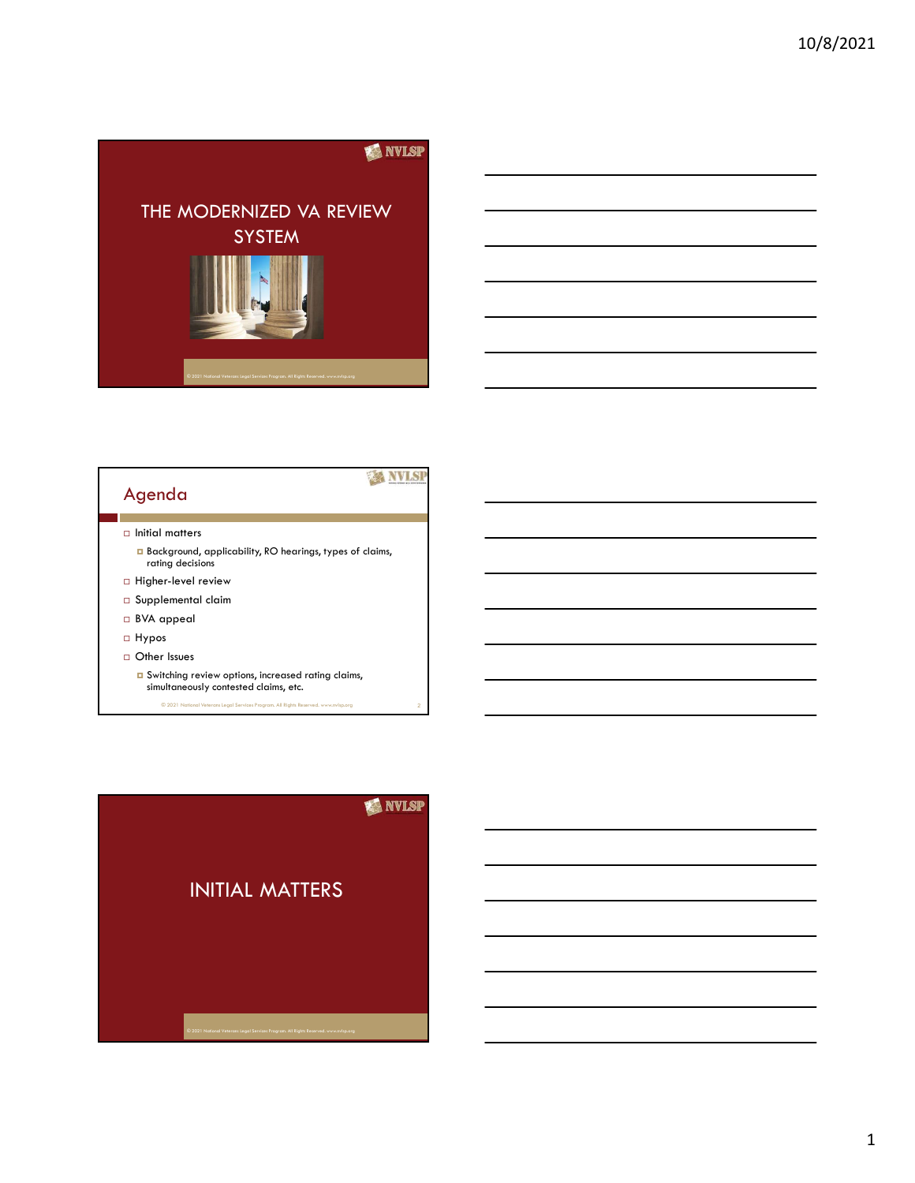# THE MODERNIZED VA REVIEW SYSTEM

## Agenda

- Initial matters
  - Background, applicability, RO hearings, types of claims, rating decisions
- Higher-level review
- Supplemental claim
- BVA appeal
- Hypos
- Other Issues
  - Switching review options, increased rating claims, simultaneously contested claims, etc.

# INITIAL MATTERS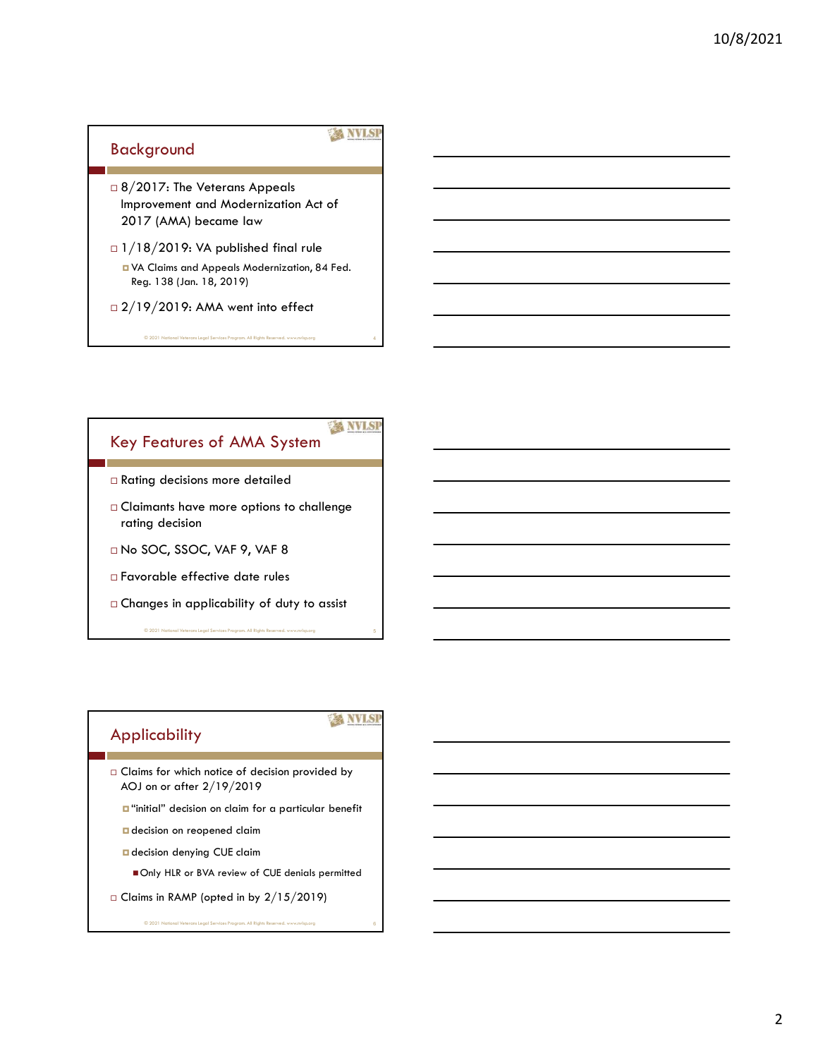## Background

- 8/2017: The Veterans Appeals Improvement and Modernization Act of 2017 (AMA) became law
- 1/18/2019: VA published final rule
  - VA Claims and Appeals Modernization, 84 Fed. Reg. 138 (Jan. 18, 2019)
- 2/19/2019: AMA went into effect

## Key Features of AMA System

- Rating decisions more detailed
- Claimants have more options to challenge rating decision
- No SOC, SSOC, VAF 9, VAF 8
- Favorable effective date rules
- Changes in applicability of duty to assist

## Applicability

- Claims for which notice of decision provided by AOJ on or after 2/19/2019
  - "initial" decision on claim for a particular benefit
  - decision on reopened claim
  - decision denying CUE claim
    - Only HLR or BVA review of CUE denials permitted
- Claims in RAMP (opted in by 2/15/2019)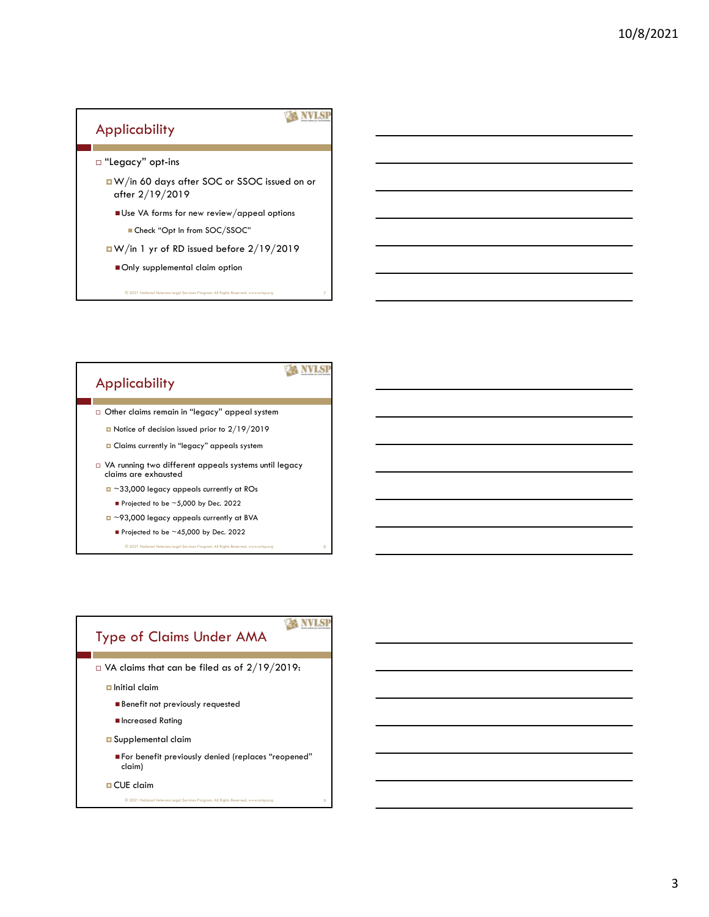## Applicability

- "Legacy" opt-ins
  - W/in 60 days after SOC or SSOC issued on or after 2/19/2019
    - Use VA forms for new review/appeal options
      - Check "Opt In from SOC/SSOC"
  - W/in 1 yr of RD issued before 2/19/2019
    - Only supplemental claim option

## Applicability

- Other claims remain in "legacy" appeal system
  - Notice of decision issued prior to 2/19/2019
  - Claims currently in "legacy" appeals system
- VA running two different appeals systems until legacy claims are exhausted
  - ~33,000 legacy appeals currently at ROs
    - Projected to be ~5,000 by Dec. 2022
  - ~93,000 legacy appeals currently at BVA
    - Projected to be ~45,000 by Dec. 2022

## Type of Claims Under AMA

- VA claims that can be filed as of 2/19/2019:
  - Initial claim
    - Benefit not previously requested
    - Increased Rating
  - Supplemental claim
    - For benefit previously denied (replaces "reopened" claim)
  - CUE claim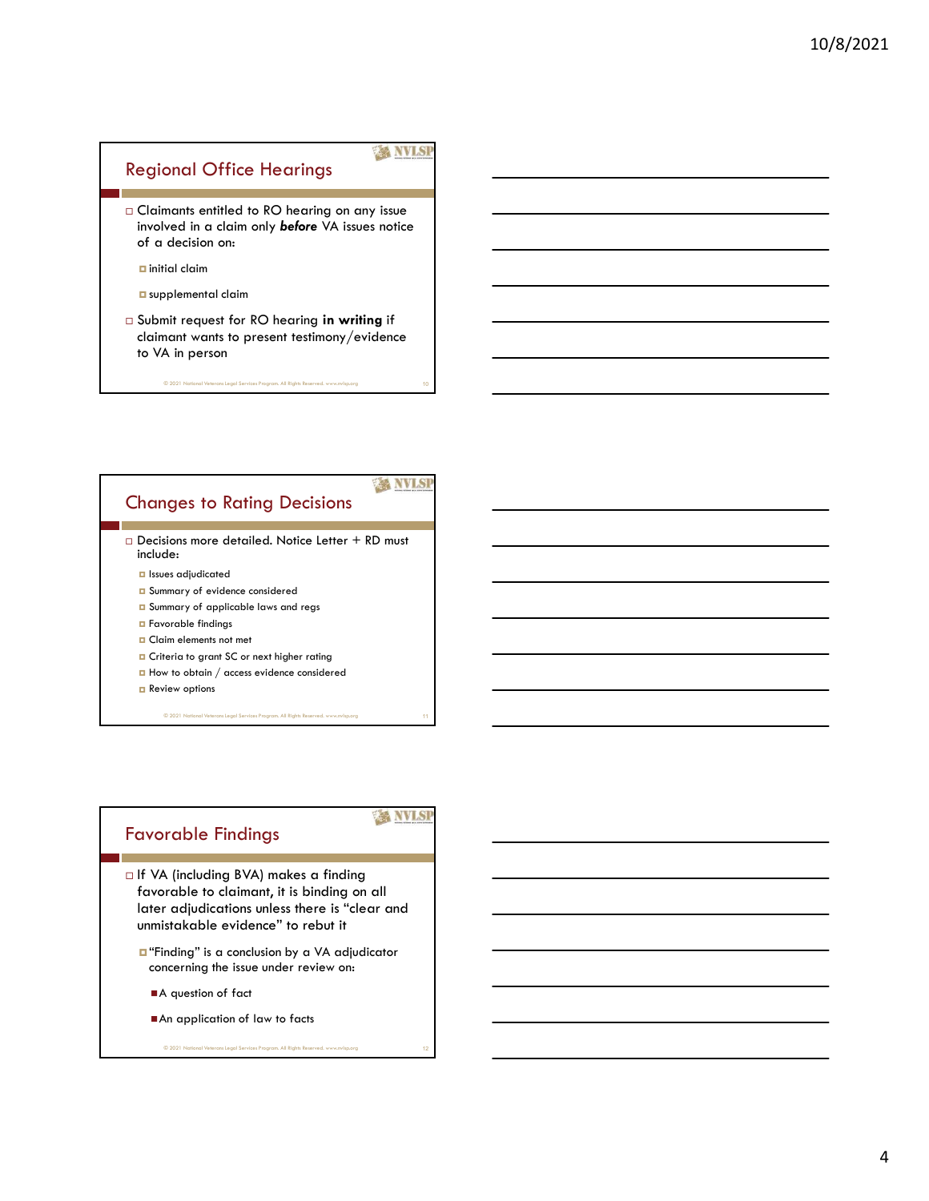## Regional Office Hearings

- Claimants entitled to RO hearing on any issue involved in a claim only ***before*** VA issues notice of a decision on:
  - initial claim
  - supplemental claim
- Submit request for RO hearing **in writing** if claimant wants to present testimony/evidence to VA in person

## Changes to Rating Decisions

- Decisions more detailed. Notice Letter + RD must include:
  - Issues adjudicated
  - Summary of evidence considered
  - Summary of applicable laws and regs
  - Favorable findings
  - Claim elements not met
  - Criteria to grant SC or next higher rating
  - How to obtain / access evidence considered
  - Review options

## Favorable Findings

- If VA (including BVA) makes a finding favorable to claimant, it is binding on all later adjudications unless there is "clear and unmistakable evidence" to rebut it
  - "Finding" is a conclusion by a VA adjudicator concerning the issue under review on:
    - A question of fact
    - An application of law to facts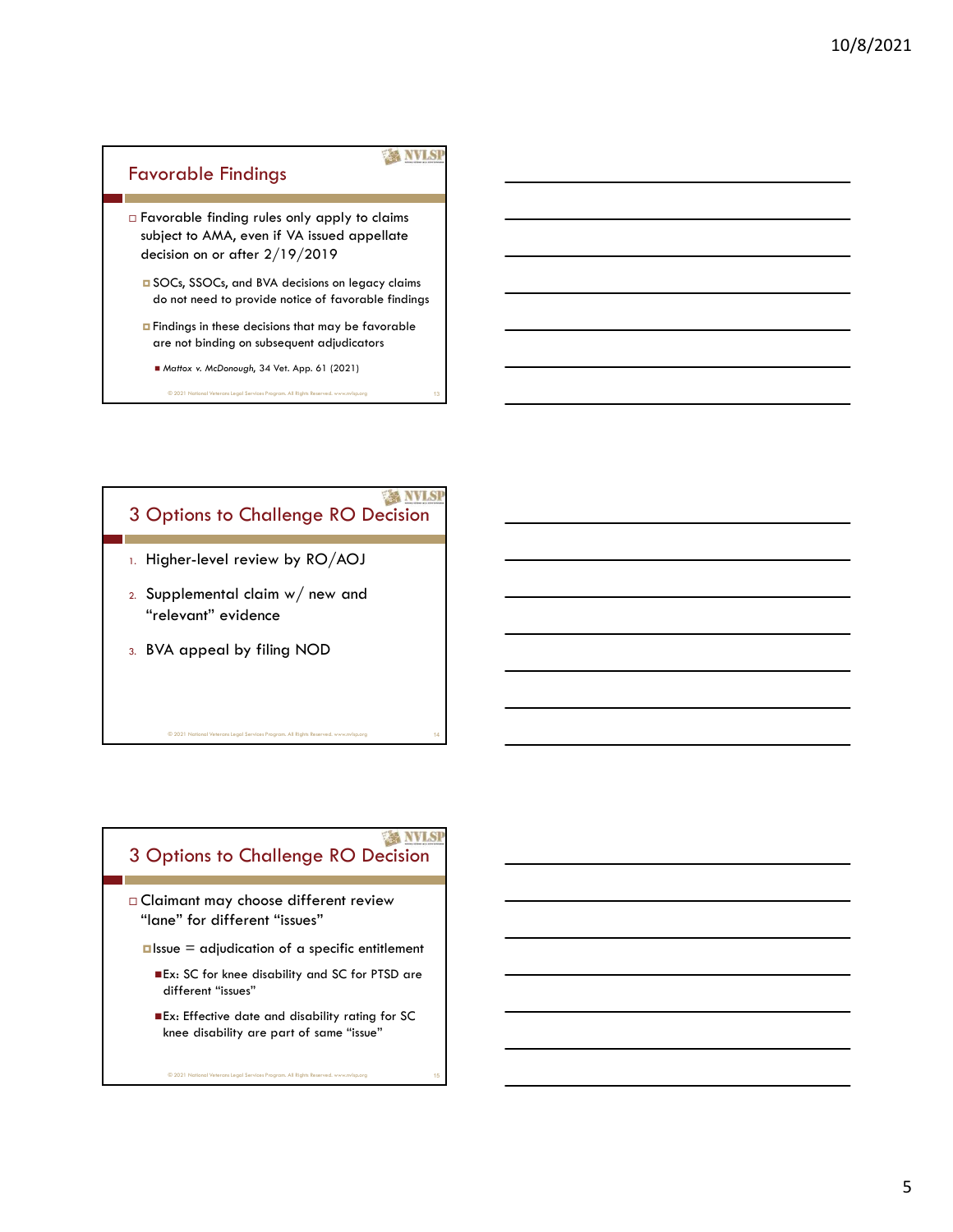## Favorable Findings

- Favorable finding rules only apply to claims subject to AMA, even if VA issued appellate decision on or after 2/19/2019
  - SOCs, SSOCs, and BVA decisions on legacy claims do not need to provide notice of favorable findings
  - Findings in these decisions that may be favorable are not binding on subsequent adjudicators
    - *Mattox v. McDonough*, 34 Vet. App. 61 (2021)

## 3 Options to Challenge RO Decision

1. Higher-level review by RO/AOJ
2. Supplemental claim w/ new and "relevant" evidence
3. BVA appeal by filing NOD

## 3 Options to Challenge RO Decision

- Claimant may choose different review "lane" for different "issues"
  - Issue = adjudication of a specific entitlement
    - Ex: SC for knee disability and SC for PTSD are different "issues"
    - Ex: Effective date and disability rating for SC knee disability are part of same "issue"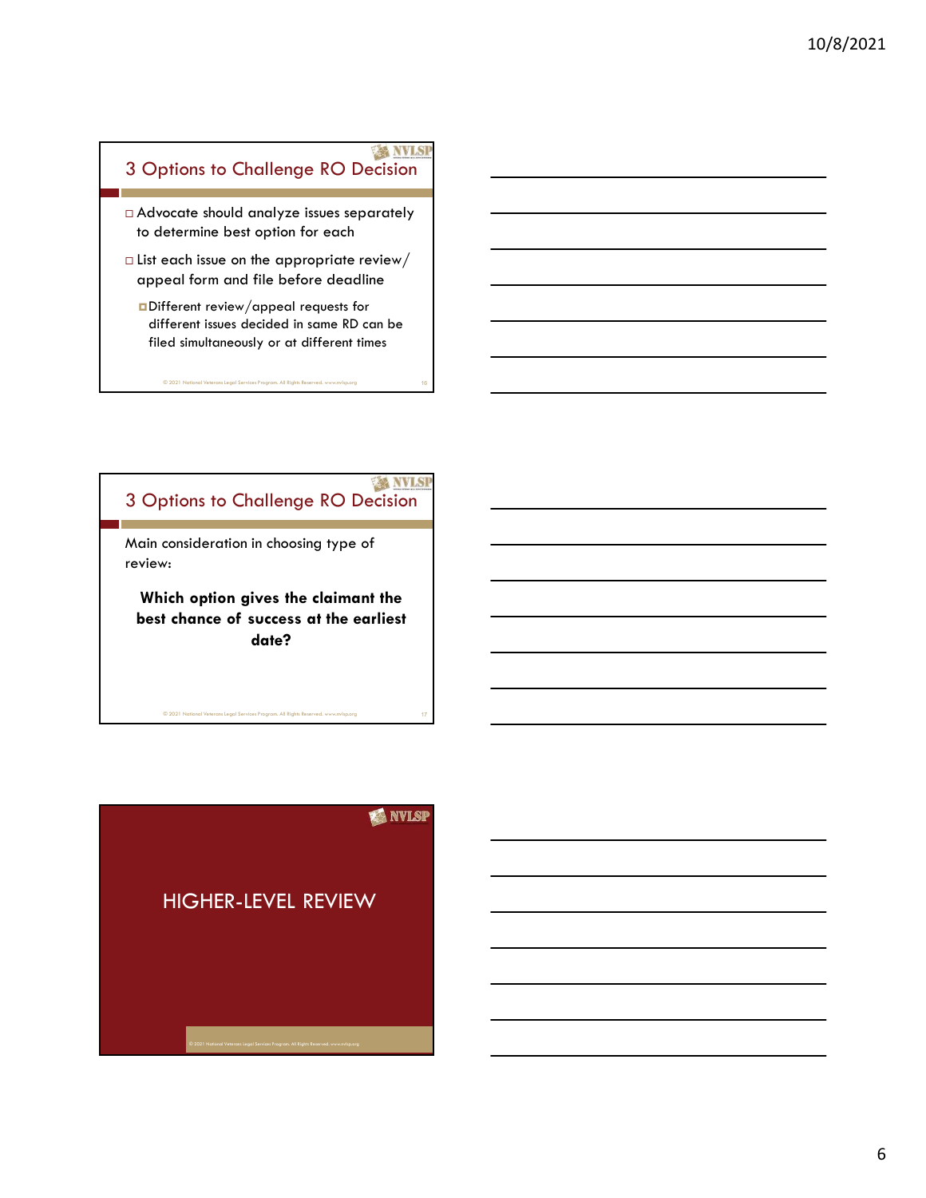## 3 Options to Challenge RO Decision

- Advocate should analyze issues separately to determine best option for each
- List each issue on the appropriate review/ appeal form and file before deadline
  - Different review/appeal requests for different issues decided in same RD can be filed simultaneously or at different times

## 3 Options to Challenge RO Decision

Main consideration in choosing type of review:

**Which option gives the claimant the best chance of success at the earliest date?**

# HIGHER-LEVEL REVIEW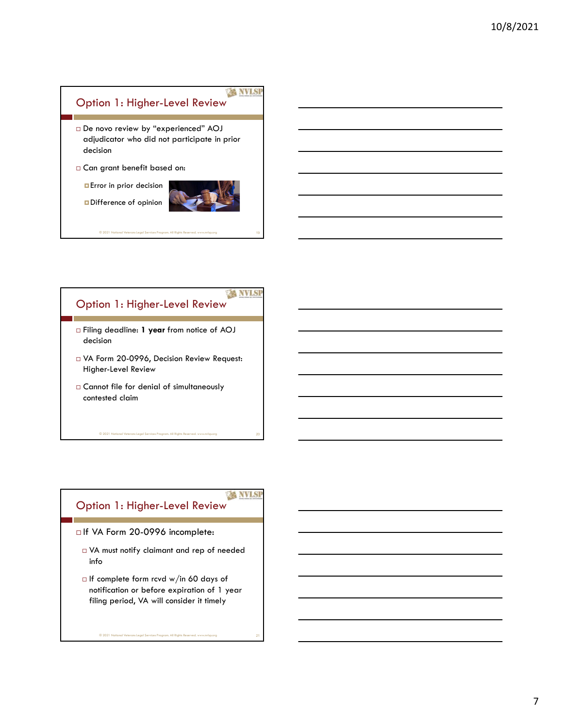## Option 1: Higher-Level Review

- De novo review by "experienced" AOJ adjudicator who did not participate in prior decision
- Can grant benefit based on:
  - Error in prior decision
  - Difference of opinion

## Option 1: Higher-Level Review

- Filing deadline: **1 year** from notice of AOJ decision
- VA Form 20-0996, Decision Review Request: Higher-Level Review
- Cannot file for denial of simultaneously contested claim

## Option 1: Higher-Level Review

- If VA Form 20-0996 incomplete:
  - VA must notify claimant and rep of needed info
  - If complete form rcvd w/in 60 days of notification or before expiration of 1 year filing period, VA will consider it timely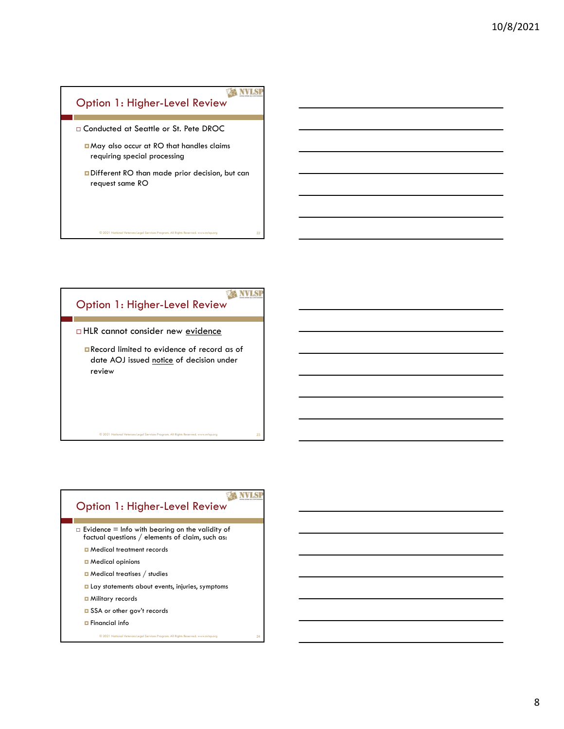## Option 1: Higher-Level Review

- Conducted at Seattle or St. Pete DROC
  - May also occur at RO that handles claims requiring special processing
  - Different RO than made prior decision, but can request same RO

## Option 1: Higher-Level Review

- HLR cannot consider new <u>evidence</u>
  - Record limited to evidence of record as of date AOJ issued <u>notice</u> of decision under review

## Option 1: Higher-Level Review

- Evidence = Info with bearing on the validity of factual questions / elements of claim, such as:
  - Medical treatment records
  - Medical opinions
  - Medical treatises / studies
  - Lay statements about events, injuries, symptoms
  - Military records
  - SSA or other gov't records
  - Financial info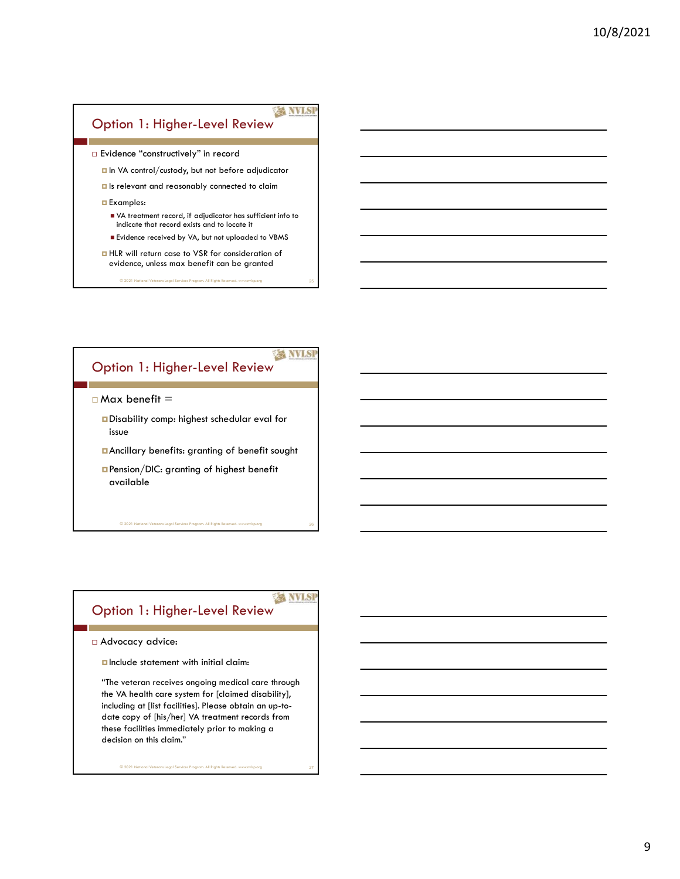## Option 1: Higher-Level Review

- Evidence "constructively" in record
  - In VA control/custody, but not before adjudicator
  - Is relevant and reasonably connected to claim
  - Examples:
    - VA treatment record, if adjudicator has sufficient info to indicate that record exists and to locate it
    - Evidence received by VA, but not uploaded to VBMS
  - HLR will return case to VSR for consideration of evidence, unless max benefit can be granted

© 2021 National Veterans Legal Services Program. All Rights Reserved. www.nvlsp.org

## Option 1: Higher-Level Review

- Max benefit =
  - Disability comp: highest schedular eval for issue
  - Ancillary benefits: granting of benefit sought
  - Pension/DIC: granting of highest benefit available

© 2021 National Veterans Legal Services Program. All Rights Reserved. www.nvlsp.org

## Option 1: Higher-Level Review

- Advocacy advice:
  - Include statement with initial claim:

  "The veteran receives ongoing medical care through the VA health care system for [claimed disability], including at [list facilities]. Please obtain an up-to-date copy of [his/her] VA treatment records from these facilities immediately prior to making a decision on this claim."

© 2021 National Veterans Legal Services Program. All Rights Reserved. www.nvlsp.org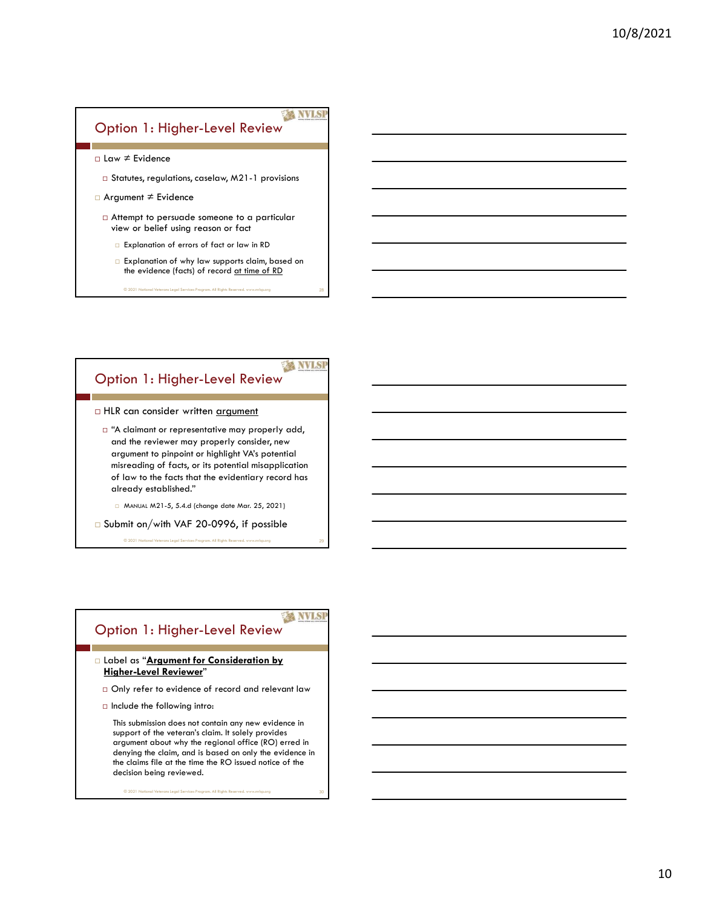## Option 1: Higher-Level Review

- Law ≠ Evidence
  - Statutes, regulations, caselaw, M21-1 provisions
- Argument ≠ Evidence
  - Attempt to persuade someone to a particular view or belief using reason or fact
    - Explanation of errors of fact or law in RD
    - Explanation of why law supports claim, based on the evidence (facts) of record <u>at time of RD</u>

## Option 1: Higher-Level Review

- HLR can consider written <u>argument</u>
  - "A claimant or representative may properly add, and the reviewer may properly consider, new argument to pinpoint or highlight VA's potential misreading of facts, or its potential misapplication of law to the facts that the evidentiary record has already established."
    - MANUAL M21-5, 5.4.d (change date Mar. 25, 2021)
- Submit on/with VAF 20-0996, if possible

## Option 1: Higher-Level Review

- Label as "**<u>Argument for Consideration by Higher-Level Reviewer</u>**"
  - Only refer to evidence of record and relevant law
  - Include the following intro:

    This submission does not contain any new evidence in support of the veteran's claim. It solely provides argument about why the regional office (RO) erred in denying the claim, and is based on only the evidence in the claims file at the time the RO issued notice of the decision being reviewed.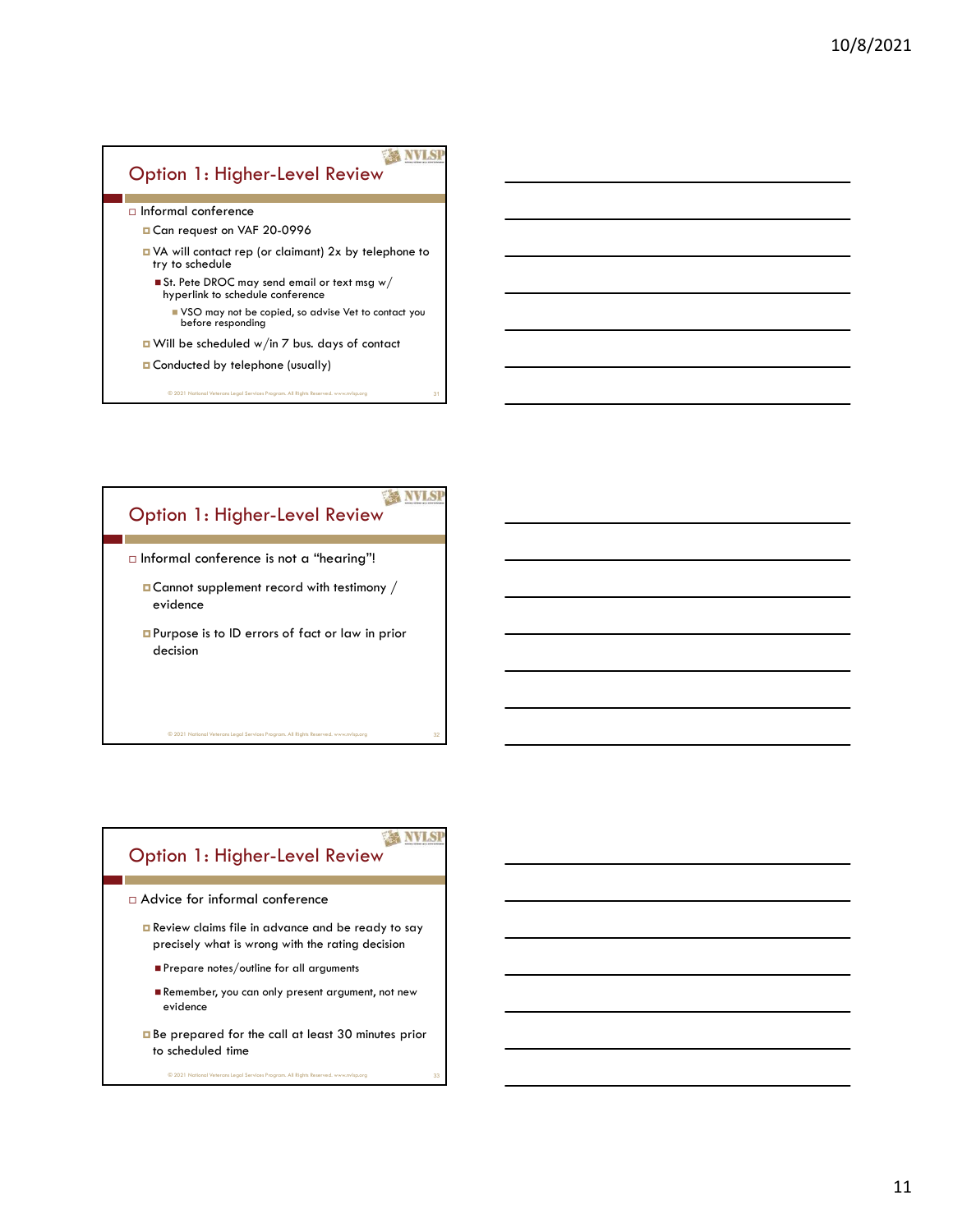## Option 1: Higher-Level Review

- Informal conference
  - Can request on VAF 20-0996
  - VA will contact rep (or claimant) 2x by telephone to try to schedule
    - St. Pete DROC may send email or text msg w/ hyperlink to schedule conference
      - VSO may not be copied, so advise Vet to contact you before responding
  - Will be scheduled w/in 7 bus. days of contact
  - Conducted by telephone (usually)

© 2021 National Veterans Legal Services Program. All Rights Reserved. www.nvlsp.org

## Option 1: Higher-Level Review

- Informal conference is not a "hearing"!
  - Cannot supplement record with testimony / evidence
  - Purpose is to ID errors of fact or law in prior decision

© 2021 National Veterans Legal Services Program. All Rights Reserved. www.nvlsp.org

## Option 1: Higher-Level Review

- Advice for informal conference
  - Review claims file in advance and be ready to say precisely what is wrong with the rating decision
    - Prepare notes/outline for all arguments
    - Remember, you can only present argument, not new evidence
  - Be prepared for the call at least 30 minutes prior to scheduled time

© 2021 National Veterans Legal Services Program. All Rights Reserved. www.nvlsp.org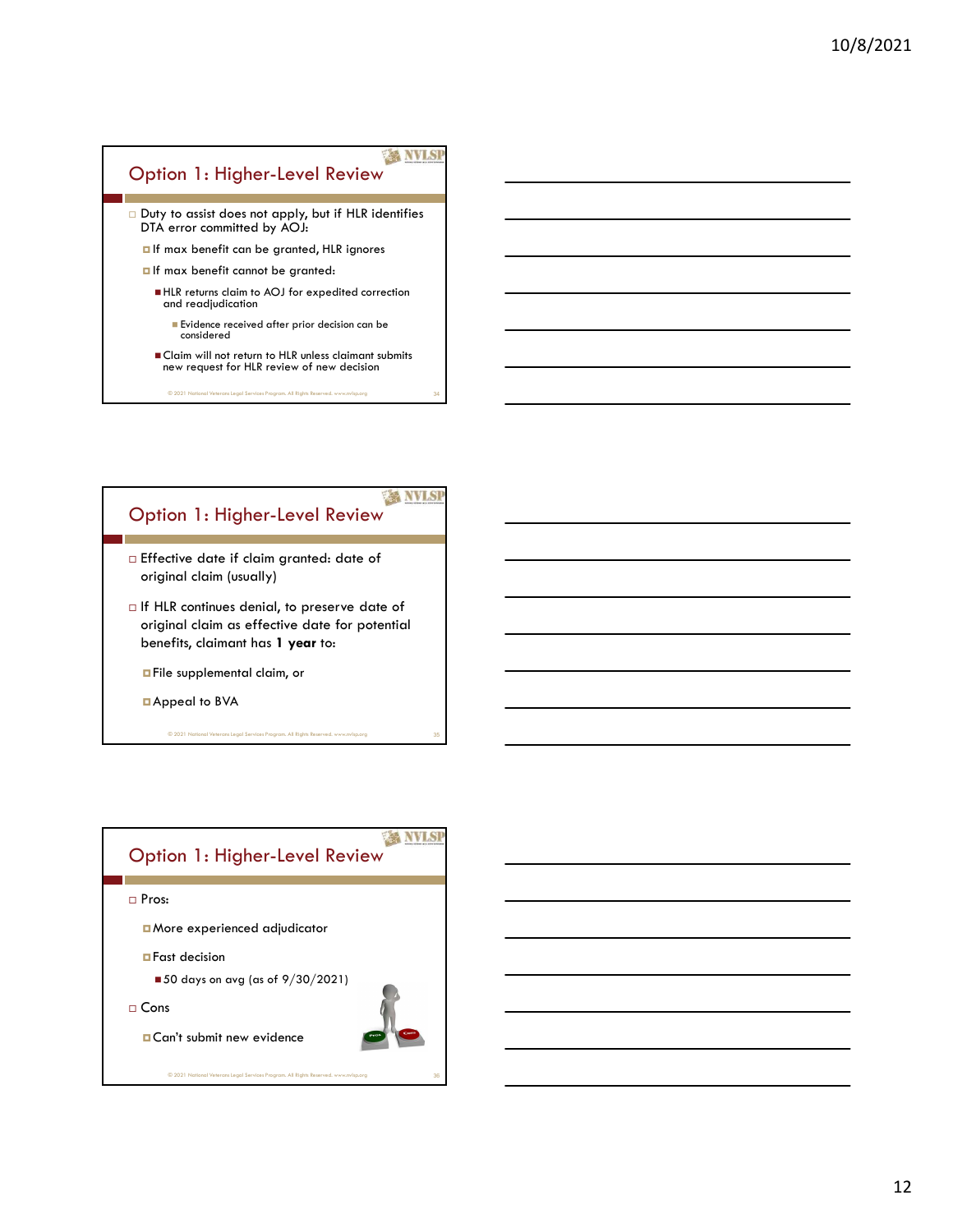## Option 1: Higher-Level Review

- Duty to assist does not apply, but if HLR identifies DTA error committed by AOJ:
  - If max benefit can be granted, HLR ignores
  - If max benefit cannot be granted:
    - HLR returns claim to AOJ for expedited correction and readjudication
      - Evidence received after prior decision can be considered
    - Claim will not return to HLR unless claimant submits new request for HLR review of new decision

© 2021 National Veterans Legal Services Program. All Rights Reserved. www.nvlsp.org

## Option 1: Higher-Level Review

- Effective date if claim granted: date of original claim (usually)
- If HLR continues denial, to preserve date of original claim as effective date for potential benefits, claimant has **1 year** to:
  - File supplemental claim, or
  - Appeal to BVA

© 2021 National Veterans Legal Services Program. All Rights Reserved. www.nvlsp.org

## Option 1: Higher-Level Review

- Pros:
  - More experienced adjudicator
  - Fast decision
    - 50 days on avg (as of 9/30/2021)
- Cons
  - Can't submit new evidence

© 2021 National Veterans Legal Services Program. All Rights Reserved. www.nvlsp.org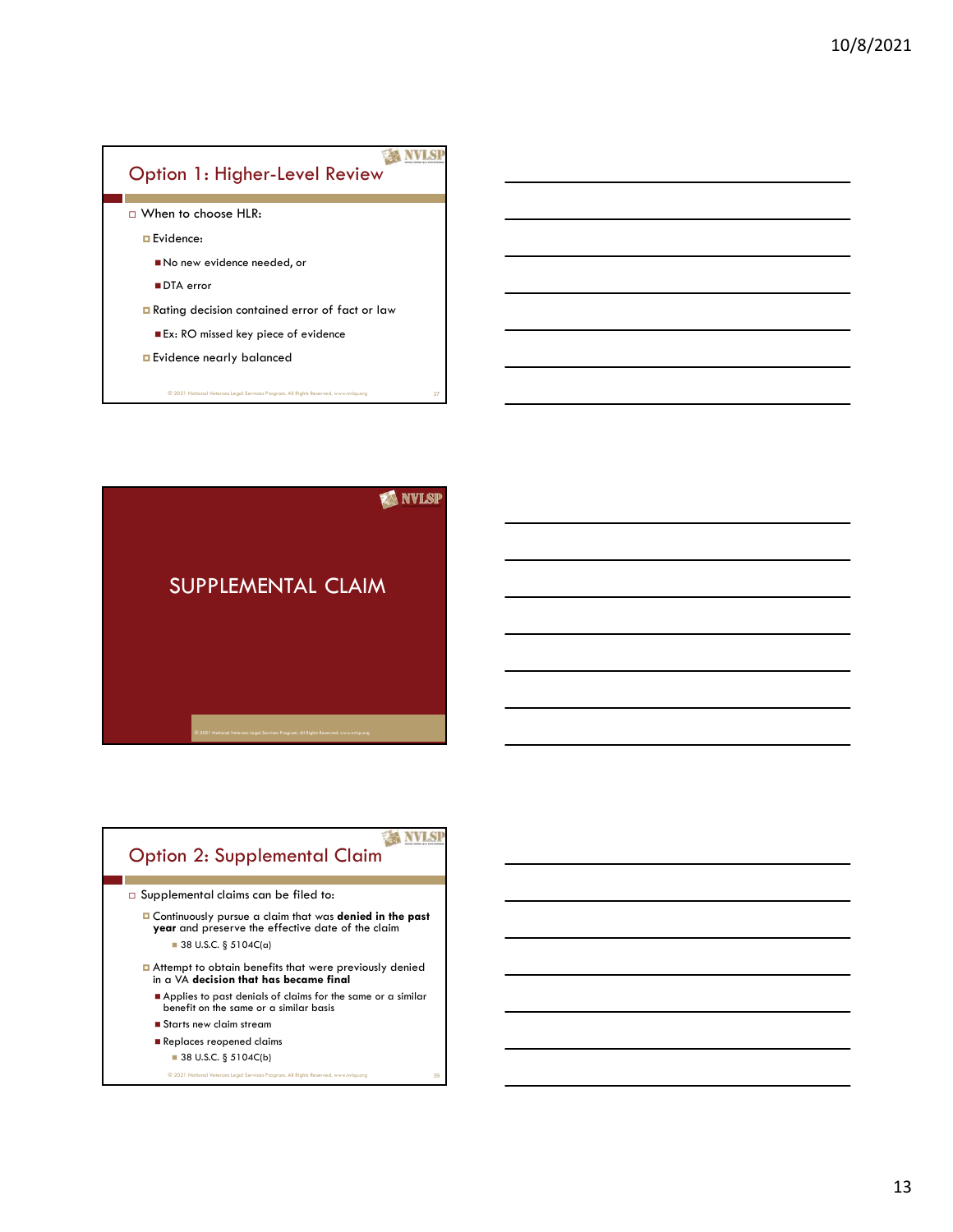## Option 1: Higher-Level Review

- When to choose HLR:
  - Evidence:
    - No new evidence needed, or
    - DTA error
  - Rating decision contained error of fact or law
    - Ex: RO missed key piece of evidence
  - Evidence nearly balanced

## SUPPLEMENTAL CLAIM

## Option 2: Supplemental Claim

- Supplemental claims can be filed to:
  - Continuously pursue a claim that was **denied in the past year** and preserve the effective date of the claim
    - 38 U.S.C. § 5104C(a)
  - Attempt to obtain benefits that were previously denied in a VA **decision that has became final**
    - Applies to past denials of claims for the same or a similar benefit on the same or a similar basis
    - Starts new claim stream
    - Replaces reopened claims
      - 38 U.S.C. § 5104C(b)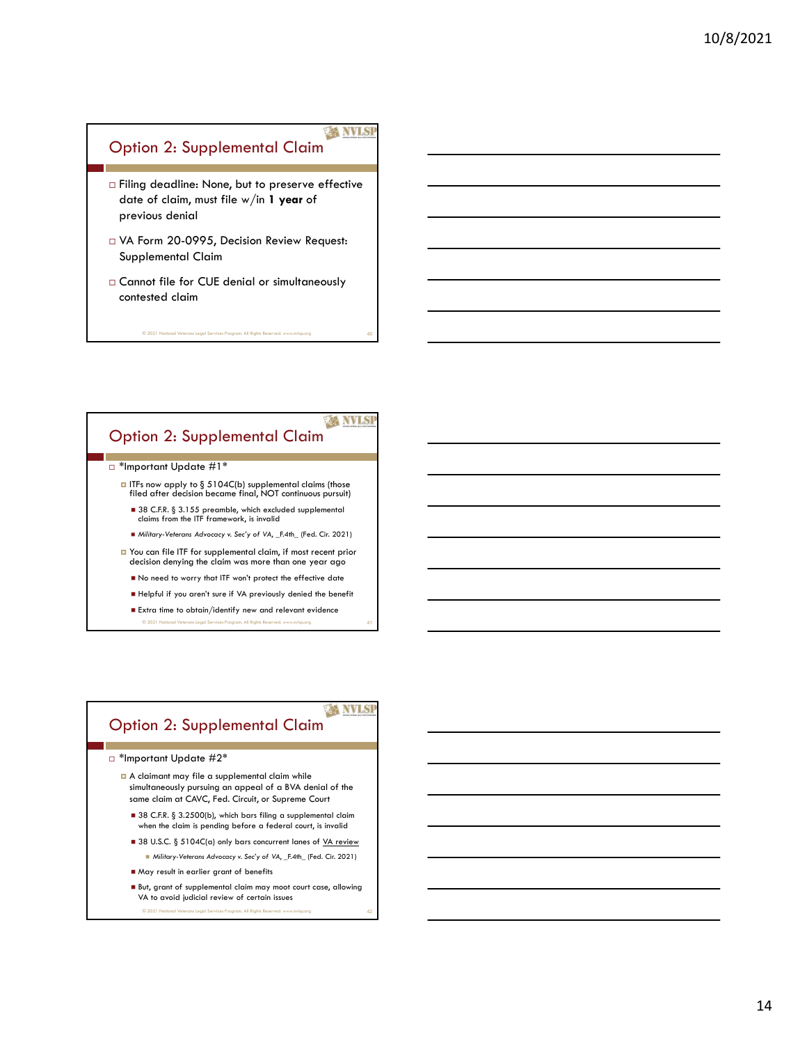## Option 2: Supplemental Claim

- Filing deadline: None, but to preserve effective date of claim, must file w/in **1 year** of previous denial
- VA Form 20-0995, Decision Review Request: Supplemental Claim
- Cannot file for CUE denial or simultaneously contested claim

© 2021 National Veterans Legal Services Program. All Rights Reserved. www.nvlsp.org

## Option 2: Supplemental Claim

- *Important Update #1*
  - ITFs now apply to § 5104C(b) supplemental claims (those filed after decision became final, NOT continuous pursuit)
    - 38 C.F.R. § 3.155 preamble, which excluded supplemental claims from the ITF framework, is invalid
    - *Military-Veterans Advocacy v. Sec'y of VA*, _F.4th_ (Fed. Cir. 2021)
  - You can file ITF for supplemental claim, if most recent prior decision denying the claim was more than one year ago
    - No need to worry that ITF won't protect the effective date
    - Helpful if you aren't sure if VA previously denied the benefit
    - Extra time to obtain/identify new and relevant evidence

© 2021 National Veterans Legal Services Program. All Rights Reserved. www.nvlsp.org

## Option 2: Supplemental Claim

- *Important Update #2*
  - A claimant may file a supplemental claim while simultaneously pursuing an appeal of a BVA denial of the same claim at CAVC, Fed. Circuit, or Supreme Court
    - 38 C.F.R. § 3.2500(b), which bars filing a supplemental claim when the claim is pending before a federal court, is invalid
    - 38 U.S.C. § 5104C(a) only bars concurrent lanes of <u>VA review</u>
      - *Military-Veterans Advocacy v. Sec'y of VA*, _F.4th_ (Fed. Cir. 2021)
    - May result in earlier grant of benefits
    - But, grant of supplemental claim may moot court case, allowing VA to avoid judicial review of certain issues

© 2021 National Veterans Legal Services Program. All Rights Reserved. www.nvlsp.org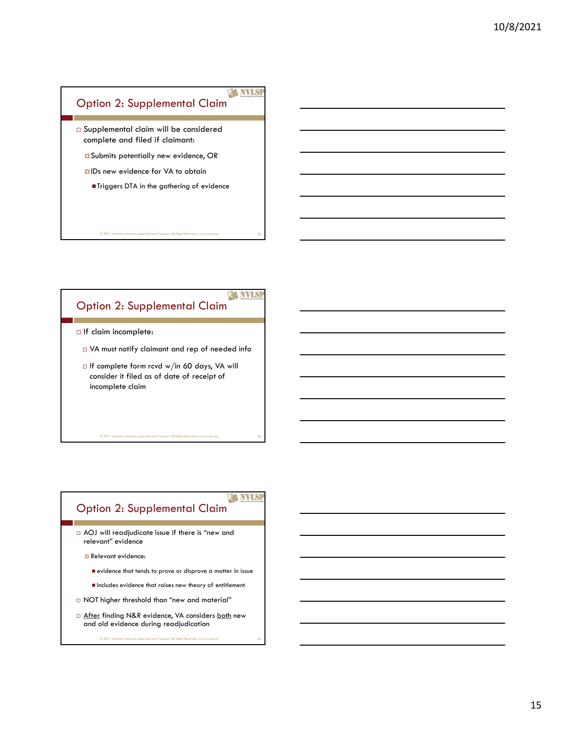## Option 2: Supplemental Claim

- Supplemental claim will be considered complete and filed if claimant:
  - Submits potentially new evidence, OR
  - IDs new evidence for VA to obtain
    - Triggers DTA in the gathering of evidence

## Option 2: Supplemental Claim

- If claim incomplete:
  - VA must notify claimant and rep of needed info
  - If complete form rcvd w/in 60 days, VA will consider it filed as of date of receipt of incomplete claim

## Option 2: Supplemental Claim

- AOJ will readjudicate issue if there is "new and relevant" evidence
  - Relevant evidence:
    - evidence that tends to prove or disprove a matter in issue
    - Includes evidence that raises new theory of entitlement
- NOT higher threshold than "new and material"
- After finding N&R evidence, VA considers both new and old evidence during readjudication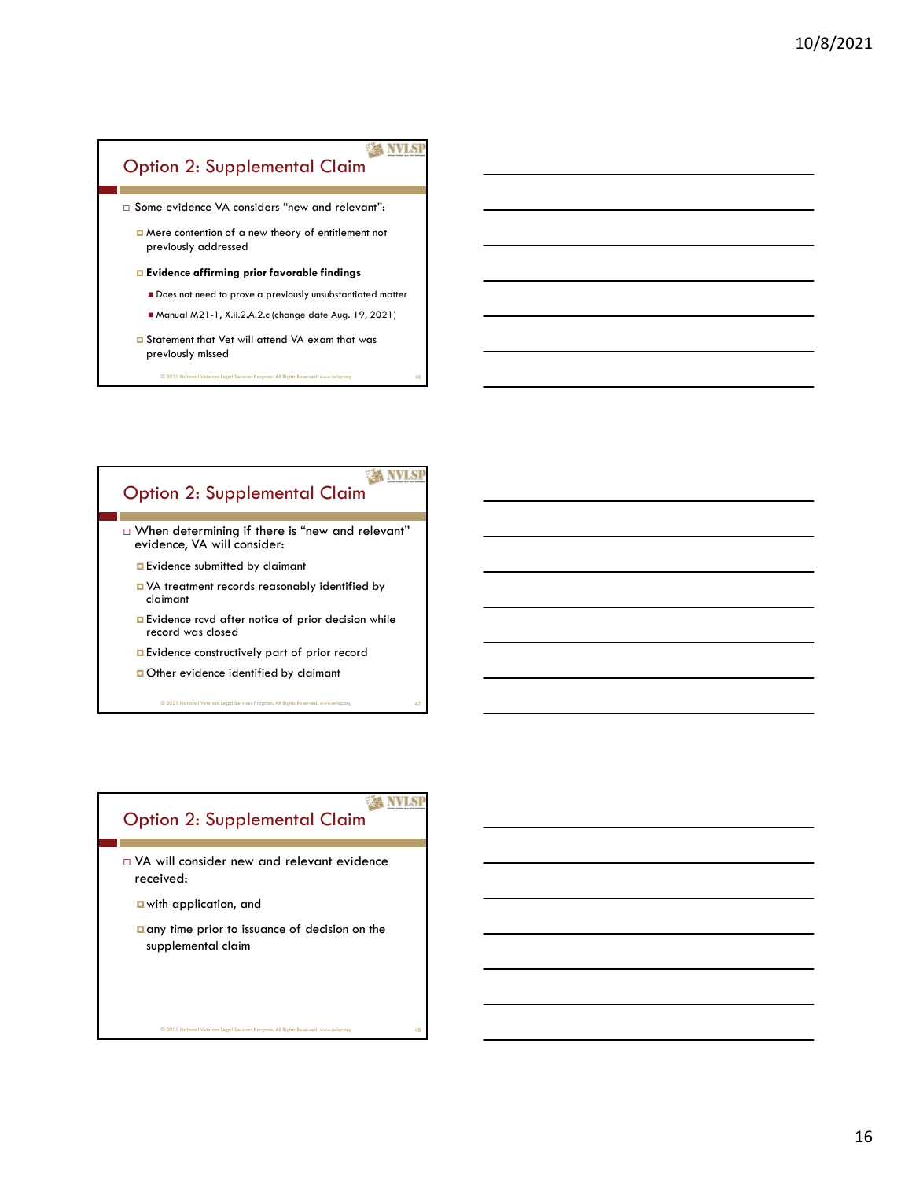## Option 2: Supplemental Claim

- Some evidence VA considers "new and relevant":
  - Mere contention of a new theory of entitlement not previously addressed
  - **Evidence affirming prior favorable findings**
    - Does not need to prove a previously unsubstantiated matter
    - Manual M21-1, X.ii.2.A.2.c (change date Aug. 19, 2021)
  - Statement that Vet will attend VA exam that was previously missed

## Option 2: Supplemental Claim

- When determining if there is "new and relevant" evidence, VA will consider:
  - Evidence submitted by claimant
  - VA treatment records reasonably identified by claimant
  - Evidence rcvd after notice of prior decision while record was closed
  - Evidence constructively part of prior record
  - Other evidence identified by claimant

## Option 2: Supplemental Claim

- VA will consider new and relevant evidence received:
  - with application, and
  - any time prior to issuance of decision on the supplemental claim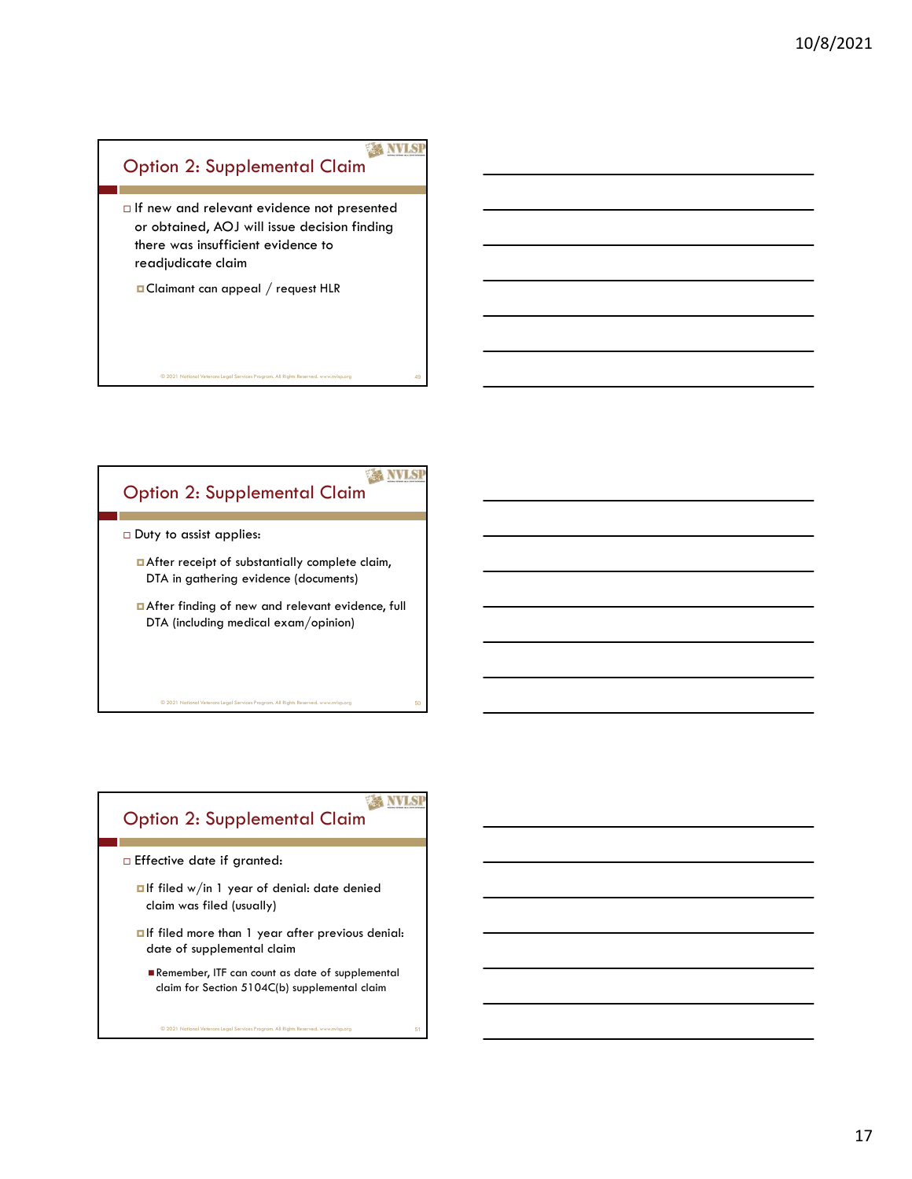## Option 2: Supplemental Claim

- If new and relevant evidence not presented or obtained, AOJ will issue decision finding there was insufficient evidence to readjudicate claim
  - Claimant can appeal / request HLR

## Option 2: Supplemental Claim

- Duty to assist applies:
  - After receipt of substantially complete claim, DTA in gathering evidence (documents)
  - After finding of new and relevant evidence, full DTA (including medical exam/opinion)

## Option 2: Supplemental Claim

- Effective date if granted:
  - If filed w/in 1 year of denial: date denied claim was filed (usually)
  - If filed more than 1 year after previous denial: date of supplemental claim
    - Remember, ITF can count as date of supplemental claim for Section 5104C(b) supplemental claim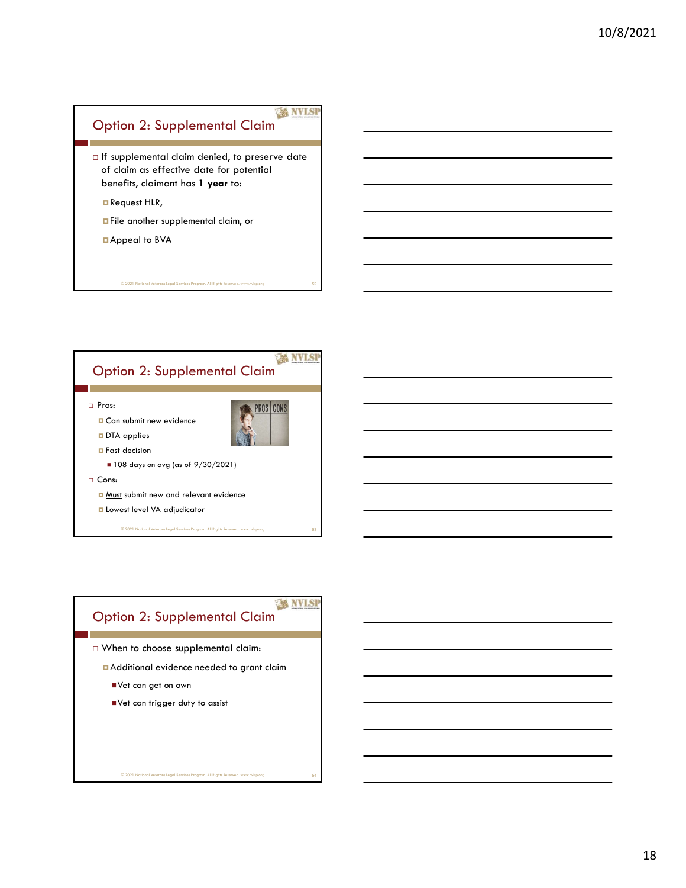## Option 2: Supplemental Claim

- If supplemental claim denied, to preserve date of claim as effective date for potential benefits, claimant has **1 year** to:
  - Request HLR,
  - File another supplemental claim, or
  - Appeal to BVA

## Option 2: Supplemental Claim

- Pros:
  - Can submit new evidence
  - DTA applies
  - Fast decision
    - 108 days on avg (as of 9/30/2021)
- Cons:
  - Must submit new and relevant evidence
  - Lowest level VA adjudicator

## Option 2: Supplemental Claim

- When to choose supplemental claim:
  - Additional evidence needed to grant claim
    - Vet can get on own
    - Vet can trigger duty to assist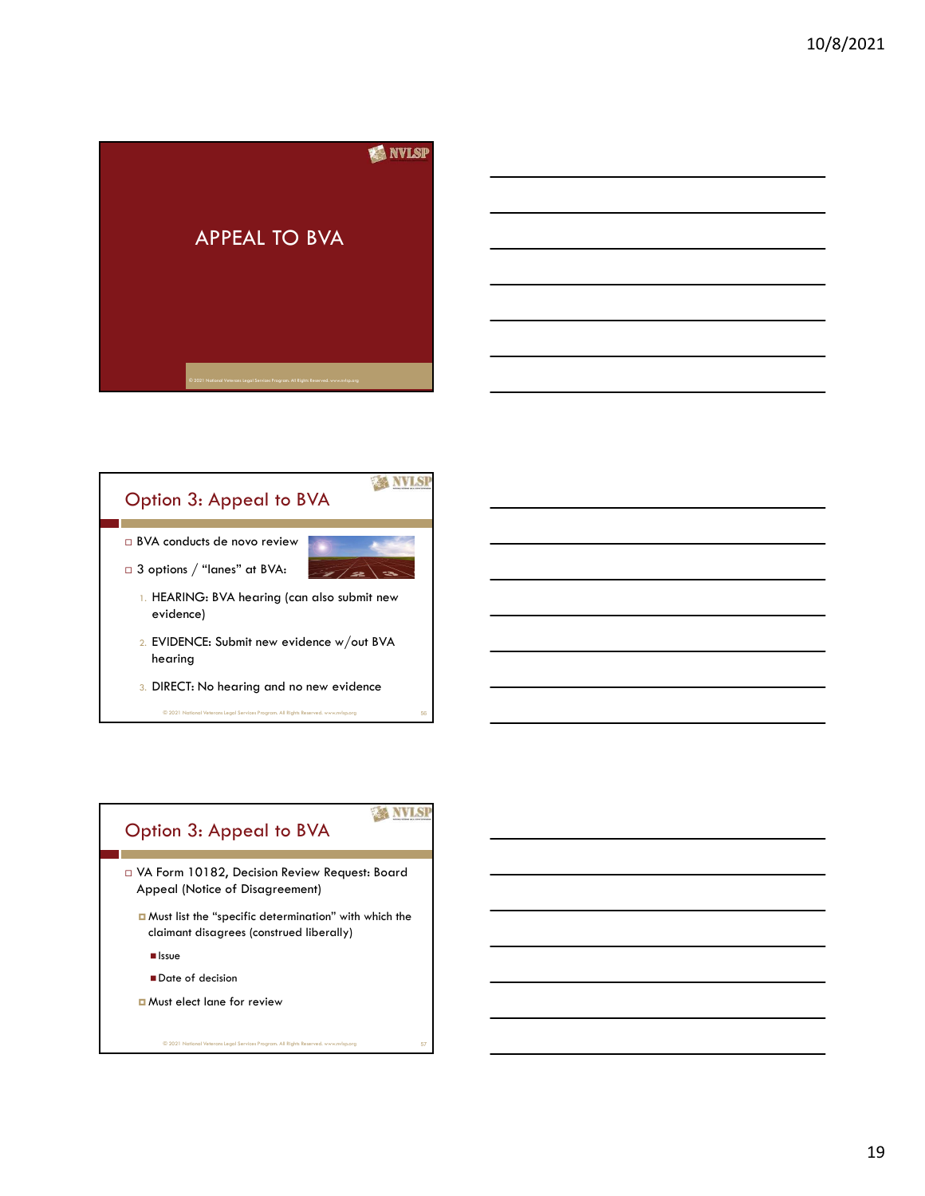# APPEAL TO BVA

## Option 3: Appeal to BVA

- BVA conducts de novo review
- 3 options / "lanes" at BVA:
  1. HEARING: BVA hearing (can also submit new evidence)
  2. EVIDENCE: Submit new evidence w/out BVA hearing
  3. DIRECT: No hearing and no new evidence

## Option 3: Appeal to BVA

- VA Form 10182, Decision Review Request: Board Appeal (Notice of Disagreement)
  - Must list the "specific determination" with which the claimant disagrees (construed liberally)
    - Issue
    - Date of decision
  - Must elect lane for review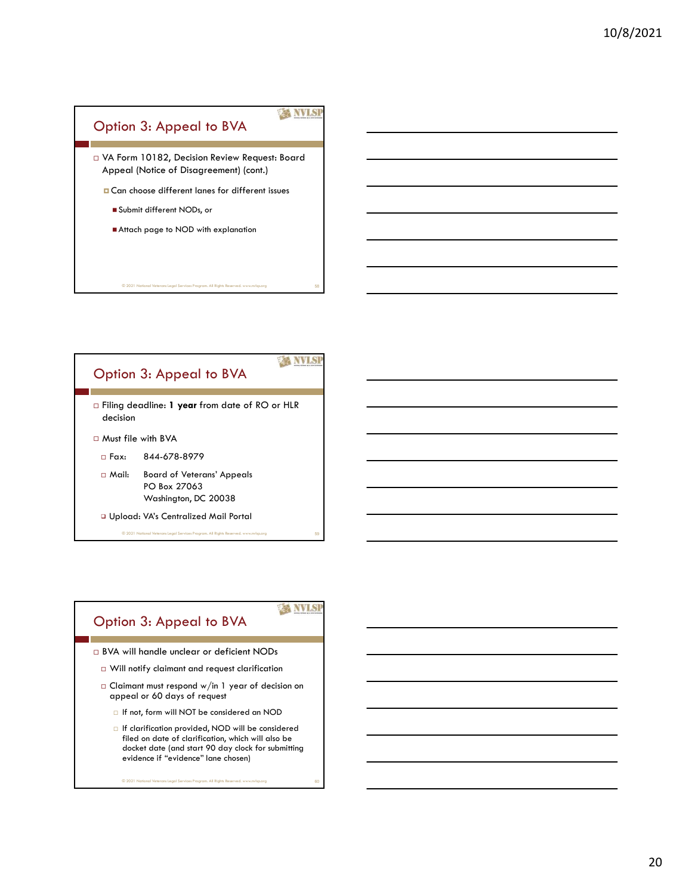## Option 3: Appeal to BVA

- VA Form 10182, Decision Review Request: Board Appeal (Notice of Disagreement) (cont.)
  - Can choose different lanes for different issues
    - Submit different NODs, or
    - Attach page to NOD with explanation

## Option 3: Appeal to BVA

- Filing deadline: **1 year** from date of RO or HLR decision
- Must file with BVA
  - Fax: 844-678-8979
  - Mail: Board of Veterans' Appeals
    PO Box 27063
    Washington, DC 20038
  - Upload: VA's Centralized Mail Portal

## Option 3: Appeal to BVA

- BVA will handle unclear or deficient NODs
  - Will notify claimant and request clarification
  - Claimant must respond w/in 1 year of decision on appeal or 60 days of request
    - If not, form will NOT be considered an NOD
    - If clarification provided, NOD will be considered filed on date of clarification, which will also be docket date (and start 90 day clock for submitting evidence if "evidence" lane chosen)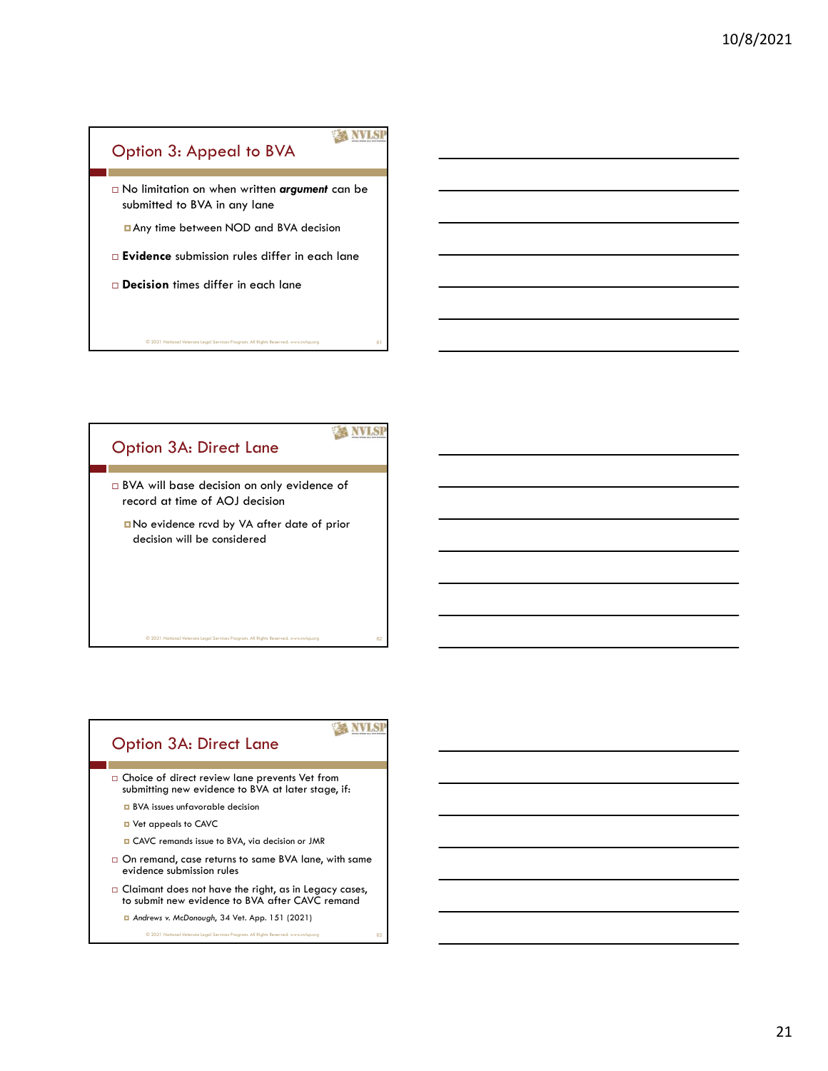## Option 3: Appeal to BVA

- No limitation on when written ***argument*** can be submitted to BVA in any lane
  - Any time between NOD and BVA decision
- **Evidence** submission rules differ in each lane
- **Decision** times differ in each lane

© 2021 National Veterans Legal Services Program. All Rights Reserved. www.nvlsp.org

## Option 3A: Direct Lane

- BVA will base decision on only evidence of record at time of AOJ decision
  - No evidence rcvd by VA after date of prior decision will be considered

© 2021 National Veterans Legal Services Program. All Rights Reserved. www.nvlsp.org

## Option 3A: Direct Lane

- Choice of direct review lane prevents Vet from submitting new evidence to BVA at later stage, if:
  - BVA issues unfavorable decision
  - Vet appeals to CAVC
  - CAVC remands issue to BVA, via decision or JMR
- On remand, case returns to same BVA lane, with same evidence submission rules
- Claimant does not have the right, as in Legacy cases, to submit new evidence to BVA after CAVC remand
  - *Andrews v. McDonough*, 34 Vet. App. 151 (2021)

© 2021 National Veterans Legal Services Program. All Rights Reserved. www.nvlsp.org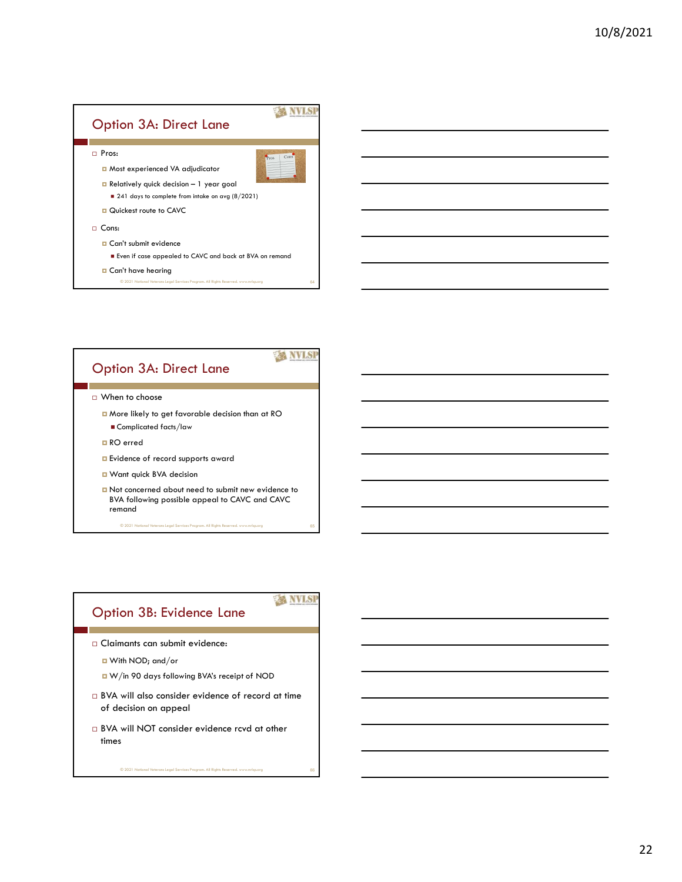## Option 3A: Direct Lane

- Pros:
  - Most experienced VA adjudicator
  - Relatively quick decision – 1 year goal
    - 241 days to complete from intake on avg (8/2021)
  - Quickest route to CAVC
- Cons:
  - Can't submit evidence
    - Even if case appealed to CAVC and back at BVA on remand
  - Can't have hearing

© 2021 National Veterans Legal Services Program. All Rights Reserved. www.nvlsp.org

## Option 3A: Direct Lane

- When to choose
  - More likely to get favorable decision than at RO
    - Complicated facts/law
  - RO erred
  - Evidence of record supports award
  - Want quick BVA decision
  - Not concerned about need to submit new evidence to BVA following possible appeal to CAVC and CAVC remand

© 2021 National Veterans Legal Services Program. All Rights Reserved. www.nvlsp.org

## Option 3B: Evidence Lane

- Claimants can submit evidence:
  - With NOD; and/or
  - W/in 90 days following BVA's receipt of NOD
- BVA will also consider evidence of record at time of decision on appeal
- BVA will NOT consider evidence rcvd at other times

© 2021 National Veterans Legal Services Program. All Rights Reserved. www.nvlsp.org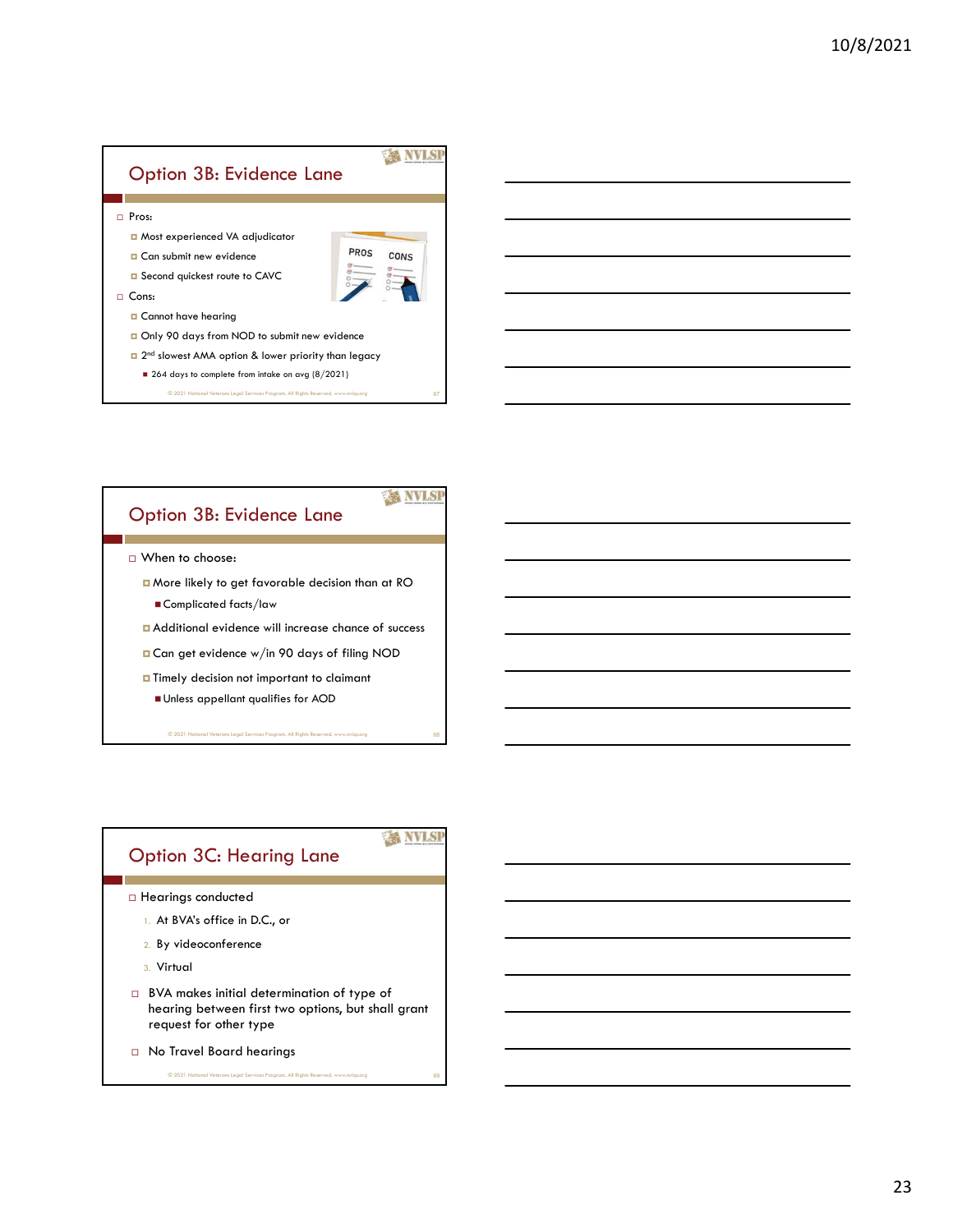## Option 3B: Evidence Lane

- Pros:
  - Most experienced VA adjudicator
  - Can submit new evidence
  - Second quickest route to CAVC
- Cons:
  - Cannot have hearing
  - Only 90 days from NOD to submit new evidence
  - 2nd slowest AMA option & lower priority than legacy
    - 264 days to complete from intake on avg (8/2021)

© 2021 National Veterans Legal Services Program. All Rights Reserved. www.nvlsp.org

## Option 3B: Evidence Lane

- When to choose:
  - More likely to get favorable decision than at RO
    - Complicated facts/law
  - Additional evidence will increase chance of success
  - Can get evidence w/in 90 days of filing NOD
  - Timely decision not important to claimant
    - Unless appellant qualifies for AOD

© 2021 National Veterans Legal Services Program. All Rights Reserved. www.nvlsp.org

## Option 3C: Hearing Lane

- Hearings conducted
  1. At BVA's office in D.C., or
  2. By videoconference
  3. Virtual
- BVA makes initial determination of type of hearing between first two options, but shall grant request for other type
- No Travel Board hearings

© 2021 National Veterans Legal Services Program. All Rights Reserved. www.nvlsp.org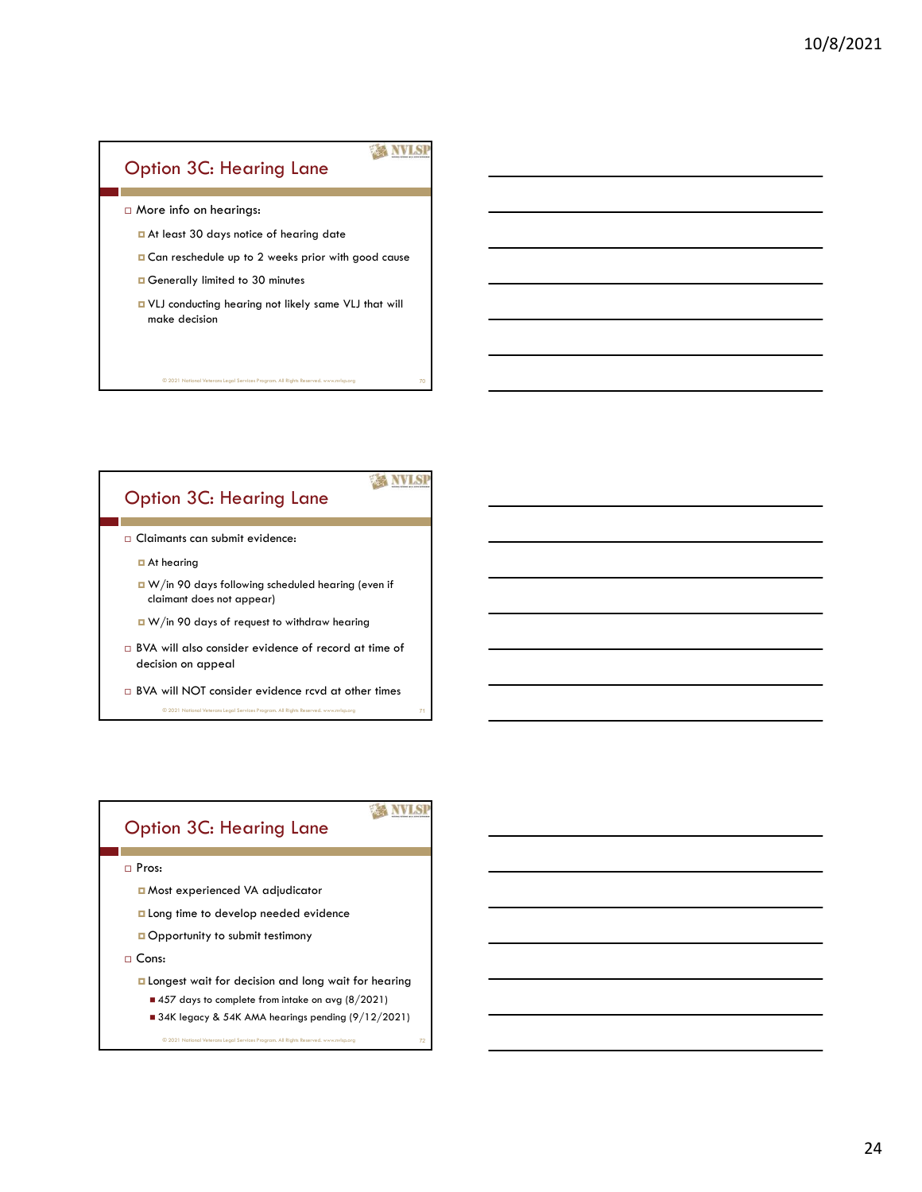## Option 3C: Hearing Lane

- More info on hearings:
  - At least 30 days notice of hearing date
  - Can reschedule up to 2 weeks prior with good cause
  - Generally limited to 30 minutes
  - VLJ conducting hearing not likely same VLJ that will make decision

© 2021 National Veterans Legal Services Program. All Rights Reserved. www.nvlsp.org

## Option 3C: Hearing Lane

- Claimants can submit evidence:
  - At hearing
  - W/in 90 days following scheduled hearing (even if claimant does not appear)
  - W/in 90 days of request to withdraw hearing
- BVA will also consider evidence of record at time of decision on appeal
- BVA will NOT consider evidence rcvd at other times

© 2021 National Veterans Legal Services Program. All Rights Reserved. www.nvlsp.org

## Option 3C: Hearing Lane

- Pros:
  - Most experienced VA adjudicator
  - Long time to develop needed evidence
  - Opportunity to submit testimony
- Cons:
  - Longest wait for decision and long wait for hearing
    - 457 days to complete from intake on avg (8/2021)
    - 34K legacy & 54K AMA hearings pending (9/12/2021)

© 2021 National Veterans Legal Services Program. All Rights Reserved. www.nvlsp.org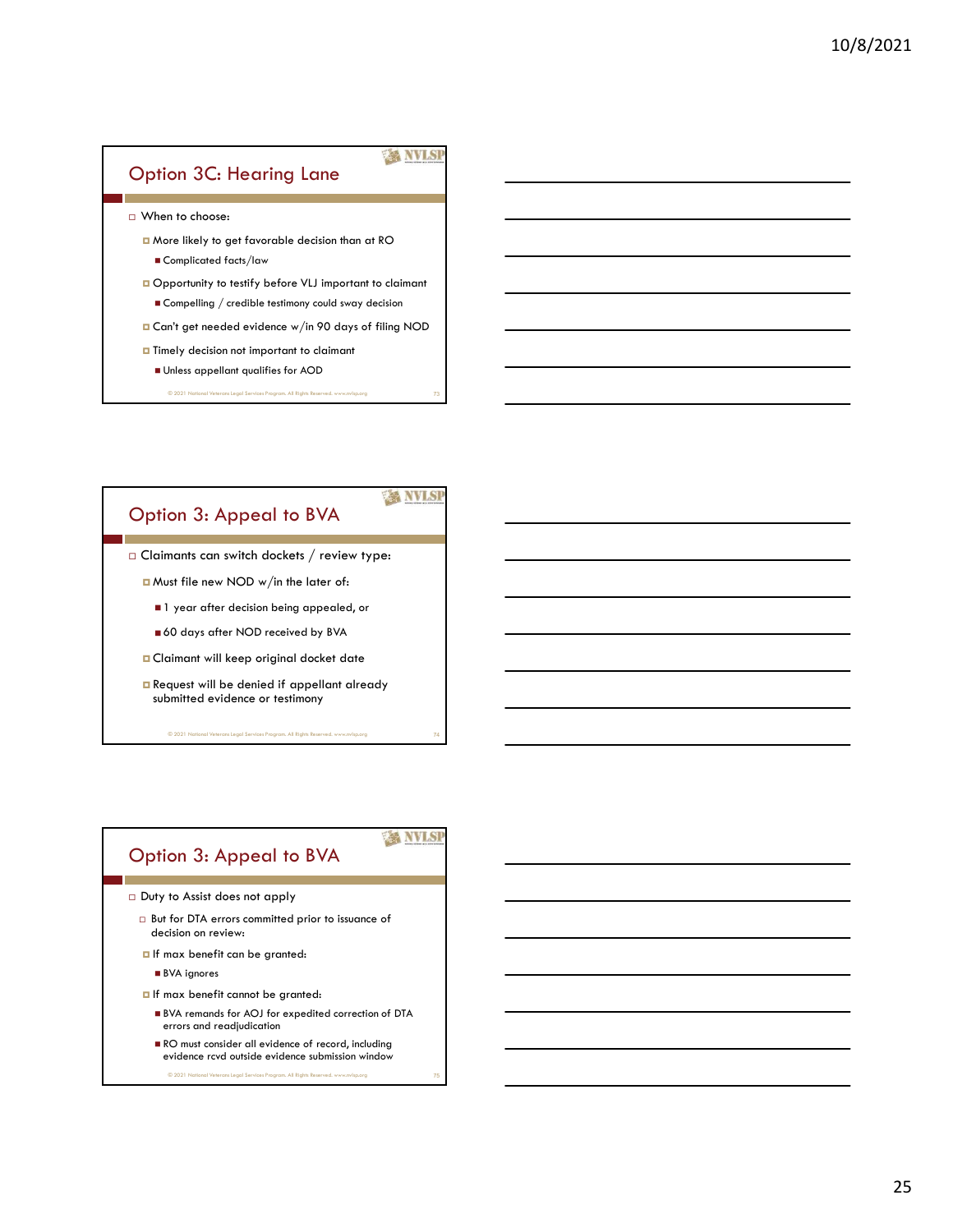## Option 3C: Hearing Lane

- When to choose:
  - More likely to get favorable decision than at RO
    - Complicated facts/law
  - Opportunity to testify before VLJ important to claimant
    - Compelling / credible testimony could sway decision
  - Can't get needed evidence w/in 90 days of filing NOD
  - Timely decision not important to claimant
    - Unless appellant qualifies for AOD

© 2021 National Veterans Legal Services Program. All Rights Reserved. www.nvlsp.org

## Option 3: Appeal to BVA

- Claimants can switch dockets / review type:
  - Must file new NOD w/in the later of:
    - 1 year after decision being appealed, or
    - 60 days after NOD received by BVA
  - Claimant will keep original docket date
  - Request will be denied if appellant already submitted evidence or testimony

© 2021 National Veterans Legal Services Program. All Rights Reserved. www.nvlsp.org

## Option 3: Appeal to BVA

- Duty to Assist does not apply
  - But for DTA errors committed prior to issuance of decision on review:
  - If max benefit can be granted:
    - BVA ignores
  - If max benefit cannot be granted:
    - BVA remands for AOJ for expedited correction of DTA errors and readjudication
    - RO must consider all evidence of record, including evidence rcvd outside evidence submission window

© 2021 National Veterans Legal Services Program. All Rights Reserved. www.nvlsp.org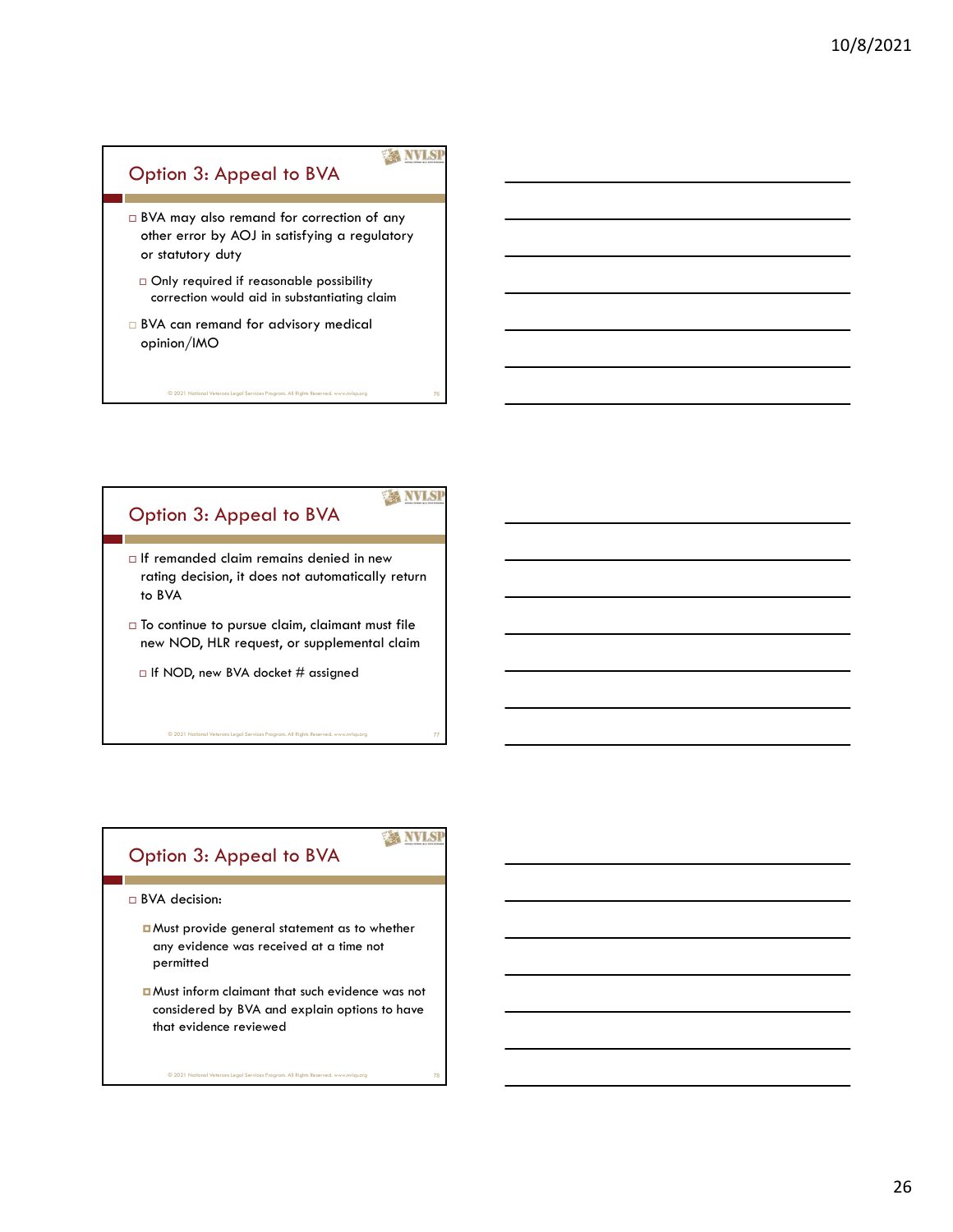## Option 3: Appeal to BVA

- BVA may also remand for correction of any other error by AOJ in satisfying a regulatory or statutory duty
  - Only required if reasonable possibility correction would aid in substantiating claim
- BVA can remand for advisory medical opinion/IMO

## Option 3: Appeal to BVA

- If remanded claim remains denied in new rating decision, it does not automatically return to BVA
- To continue to pursue claim, claimant must file new NOD, HLR request, or supplemental claim
  - If NOD, new BVA docket # assigned

## Option 3: Appeal to BVA

- BVA decision:
  - Must provide general statement as to whether any evidence was received at a time not permitted
  - Must inform claimant that such evidence was not considered by BVA and explain options to have that evidence reviewed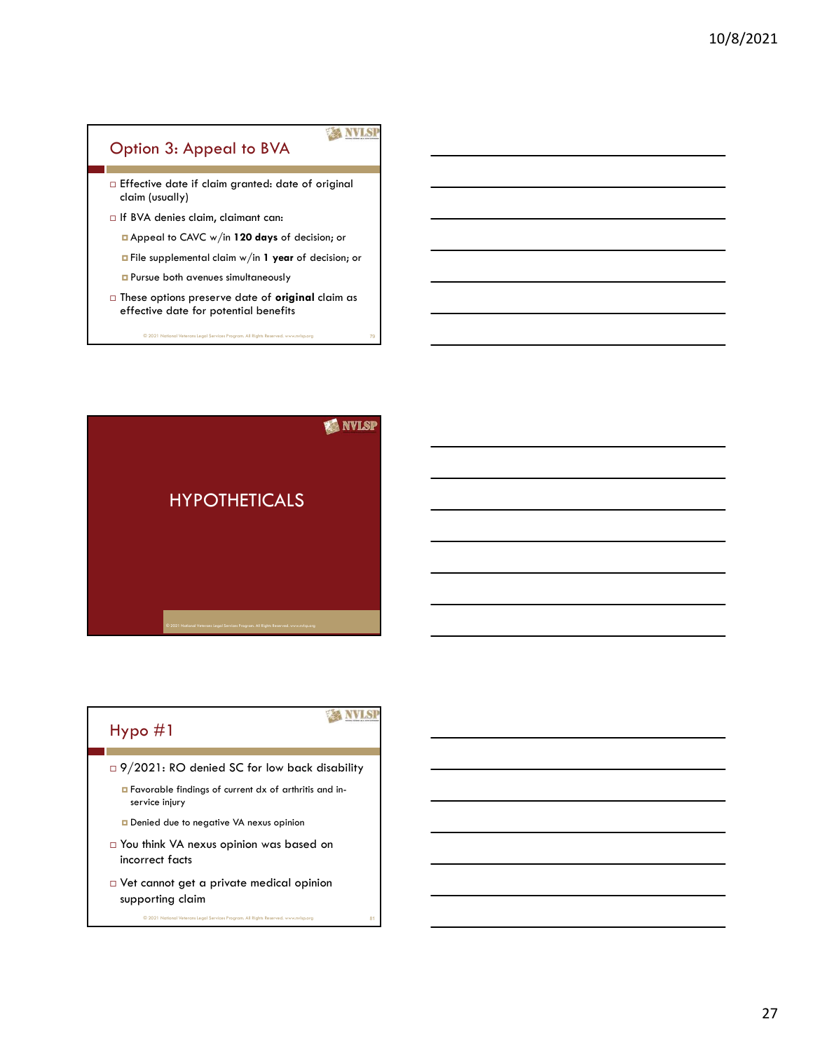## Option 3: Appeal to BVA

- Effective date if claim granted: date of original claim (usually)
- If BVA denies claim, claimant can:
  - Appeal to CAVC w/in **120 days** of decision; or
  - File supplemental claim w/in **1 year** of decision; or
  - Pursue both avenues simultaneously
- These options preserve date of **original** claim as effective date for potential benefits

## HYPOTHETICALS

## Hypo #1

- 9/2021: RO denied SC for low back disability
  - Favorable findings of current dx of arthritis and in-service injury
  - Denied due to negative VA nexus opinion
- You think VA nexus opinion was based on incorrect facts
- Vet cannot get a private medical opinion supporting claim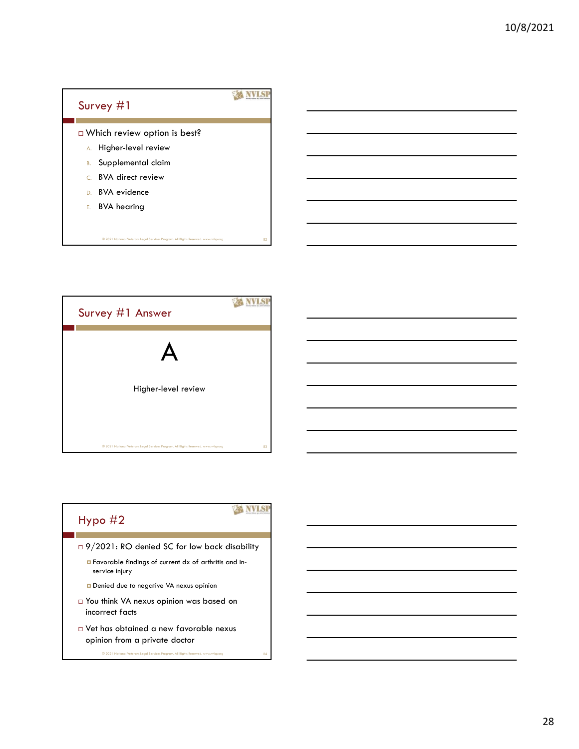## Survey #1

- Which review option is best?
  - A. Higher-level review
  - B. Supplemental claim
  - C. BVA direct review
  - D. BVA evidence
  - E. BVA hearing

## Survey #1 Answer

A

Higher-level review

## Hypo #2

- 9/2021: RO denied SC for low back disability
  - Favorable findings of current dx of arthritis and in-service injury
  - Denied due to negative VA nexus opinion
- You think VA nexus opinion was based on incorrect facts
- Vet has obtained a new favorable nexus opinion from a private doctor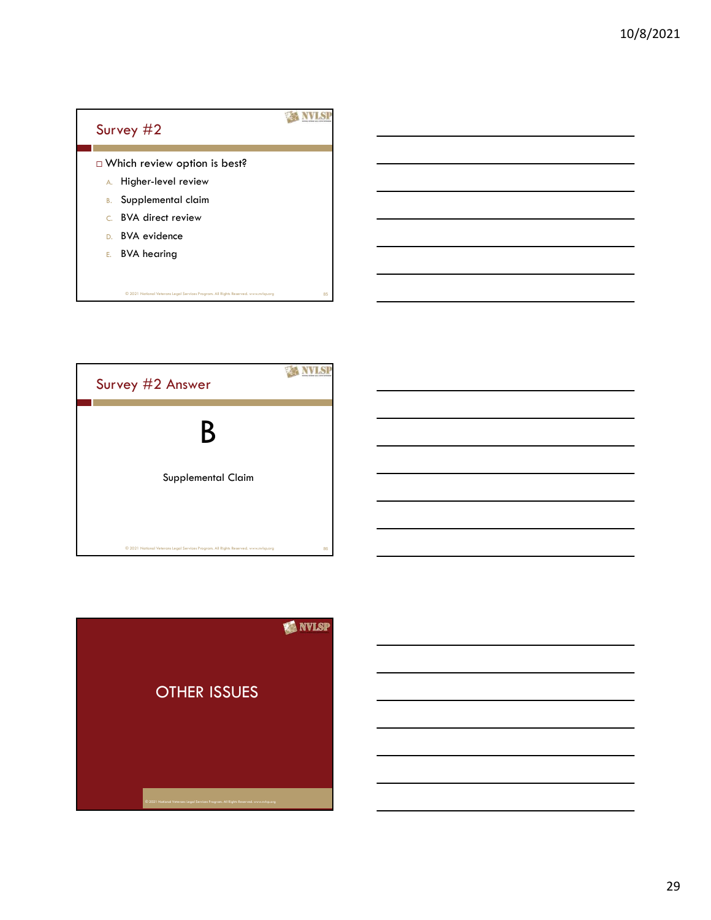## Survey #2

- Which review option is best?
  - A. Higher-level review
  - B. Supplemental claim
  - C. BVA direct review
  - D. BVA evidence
  - E. BVA hearing

© 2021 National Veterans Legal Services Program. All Rights Reserved. www.nvlsp.org

## Survey #2 Answer

# B

Supplemental Claim

© 2021 National Veterans Legal Services Program. All Rights Reserved. www.nvlsp.org

## OTHER ISSUES

© 2021 National Veterans Legal Services Program. All Rights Reserved. www.nvlsp.org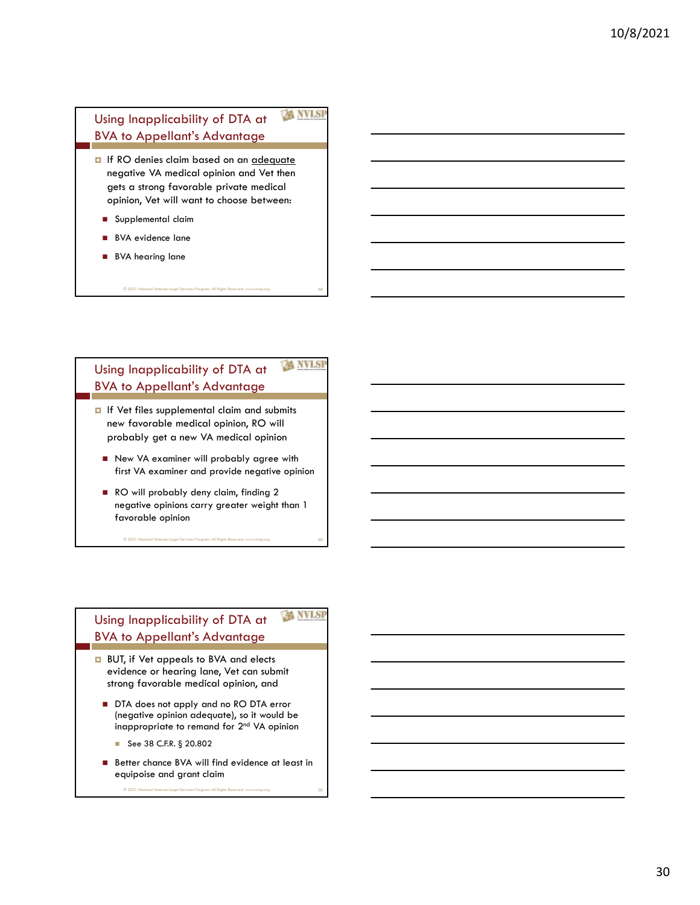## Using Inapplicability of DTA at BVA to Appellant's Advantage

- If RO denies claim based on an adequate negative VA medical opinion and Vet then gets a strong favorable private medical opinion, Vet will want to choose between:
  - Supplemental claim
  - BVA evidence lane
  - BVA hearing lane

## Using Inapplicability of DTA at BVA to Appellant's Advantage

- If Vet files supplemental claim and submits new favorable medical opinion, RO will probably get a new VA medical opinion
  - New VA examiner will probably agree with first VA examiner and provide negative opinion
  - RO will probably deny claim, finding 2 negative opinions carry greater weight than 1 favorable opinion

## Using Inapplicability of DTA at BVA to Appellant's Advantage

- BUT, if Vet appeals to BVA and elects evidence or hearing lane, Vet can submit strong favorable medical opinion, and
  - DTA does not apply and no RO DTA error (negative opinion adequate), so it would be inappropriate to remand for 2nd VA opinion
    - See 38 C.F.R. § 20.802
  - Better chance BVA will find evidence at least in equipoise and grant claim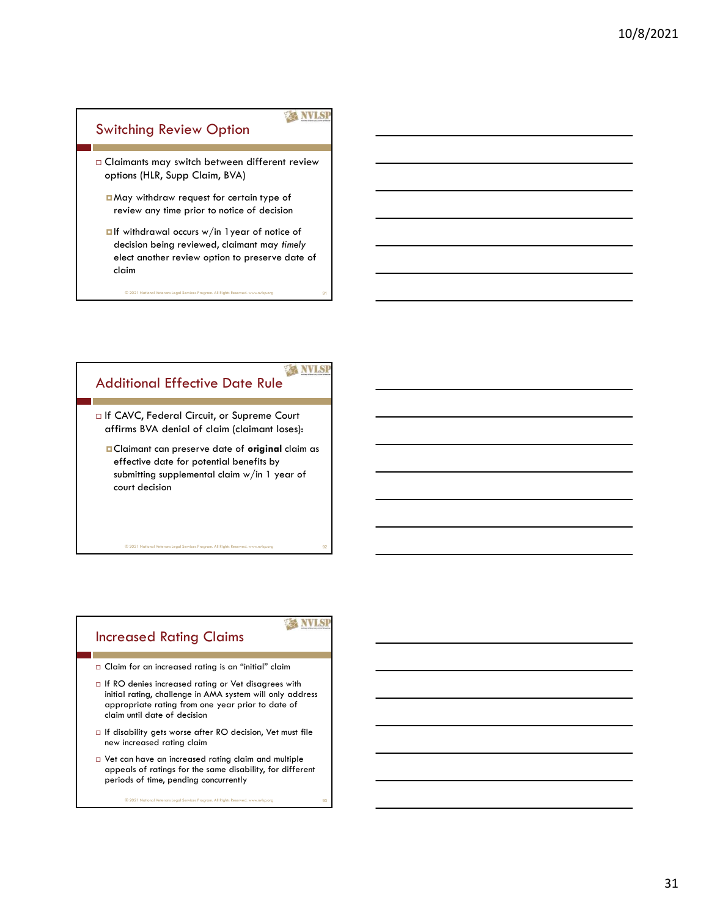## Switching Review Option

- Claimants may switch between different review options (HLR, Supp Claim, BVA)
  - May withdraw request for certain type of review any time prior to notice of decision
  - If withdrawal occurs w/in 1 year of notice of decision being reviewed, claimant may *timely* elect another review option to preserve date of claim

© 2021 National Veterans Legal Services Program. All Rights Reserved. www.nvlsp.org

## Additional Effective Date Rule

- If CAVC, Federal Circuit, or Supreme Court affirms BVA denial of claim (claimant loses):
  - Claimant can preserve date of **original** claim as effective date for potential benefits by submitting supplemental claim w/in 1 year of court decision

© 2021 National Veterans Legal Services Program. All Rights Reserved. www.nvlsp.org

## Increased Rating Claims

- Claim for an increased rating is an "initial" claim
- If RO denies increased rating or Vet disagrees with initial rating, challenge in AMA system will only address appropriate rating from one year prior to date of claim until date of decision
- If disability gets worse after RO decision, Vet must file new increased rating claim
- Vet can have an increased rating claim and multiple appeals of ratings for the same disability, for different periods of time, pending concurrently

© 2021 National Veterans Legal Services Program. All Rights Reserved. www.nvlsp.org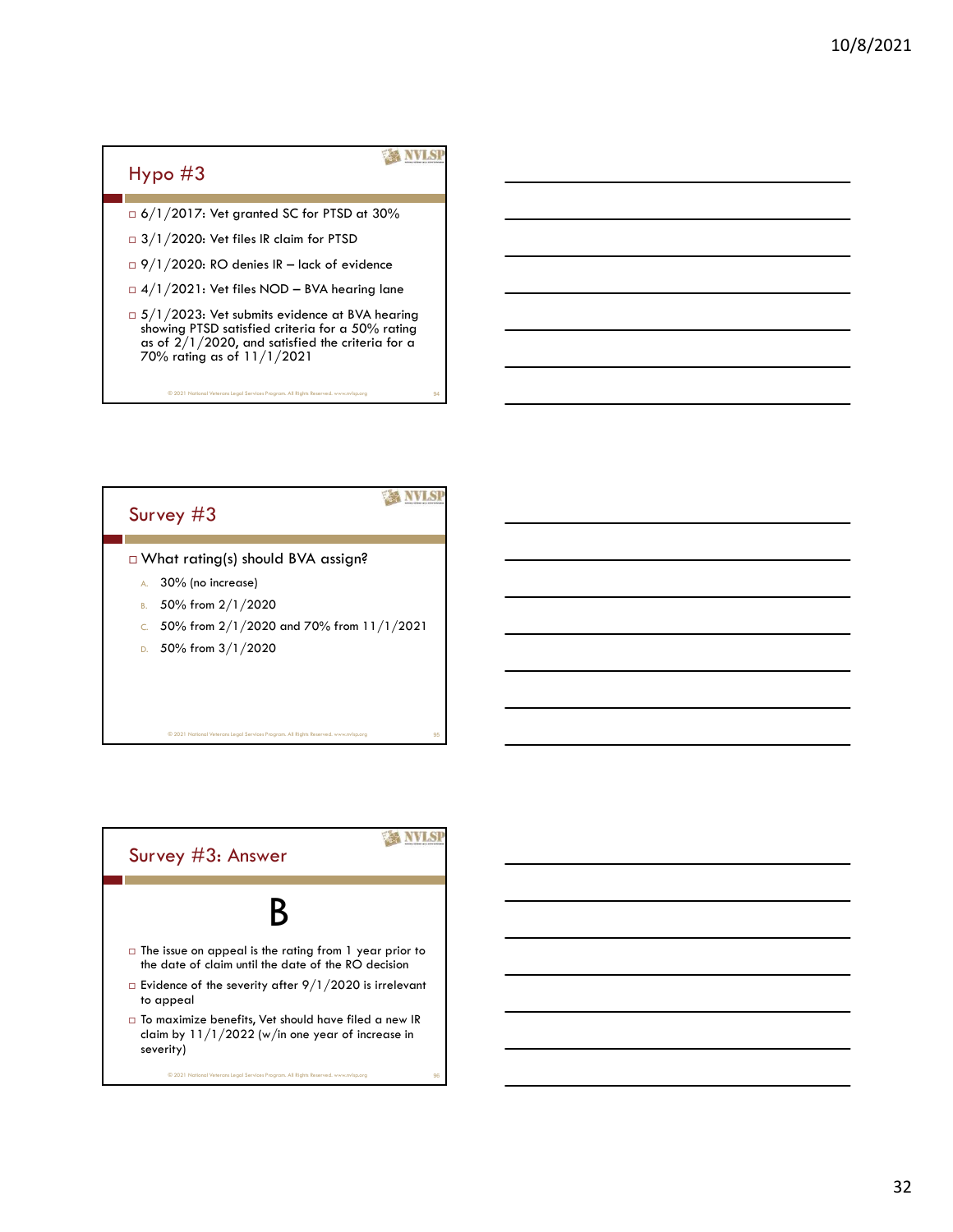## Hypo #3

- 6/1/2017: Vet granted SC for PTSD at 30%
- 3/1/2020: Vet files IR claim for PTSD
- 9/1/2020: RO denies IR – lack of evidence
- 4/1/2021: Vet files NOD – BVA hearing lane
- 5/1/2023: Vet submits evidence at BVA hearing showing PTSD satisfied criteria for a 50% rating as of 2/1/2020, and satisfied the criteria for a 70% rating as of 11/1/2021

© 2021 National Veterans Legal Services Program. All Rights Reserved. www.nvlsp.org

## Survey #3

- What rating(s) should BVA assign?
  - A. 30% (no increase)
  - B. 50% from 2/1/2020
  - C. 50% from 2/1/2020 and 70% from 11/1/2021
  - D. 50% from 3/1/2020

© 2021 National Veterans Legal Services Program. All Rights Reserved. www.nvlsp.org

## Survey #3: Answer

# B

- The issue on appeal is the rating from 1 year prior to the date of claim until the date of the RO decision
- Evidence of the severity after 9/1/2020 is irrelevant to appeal
- To maximize benefits, Vet should have filed a new IR claim by 11/1/2022 (w/in one year of increase in severity)

© 2021 National Veterans Legal Services Program. All Rights Reserved. www.nvlsp.org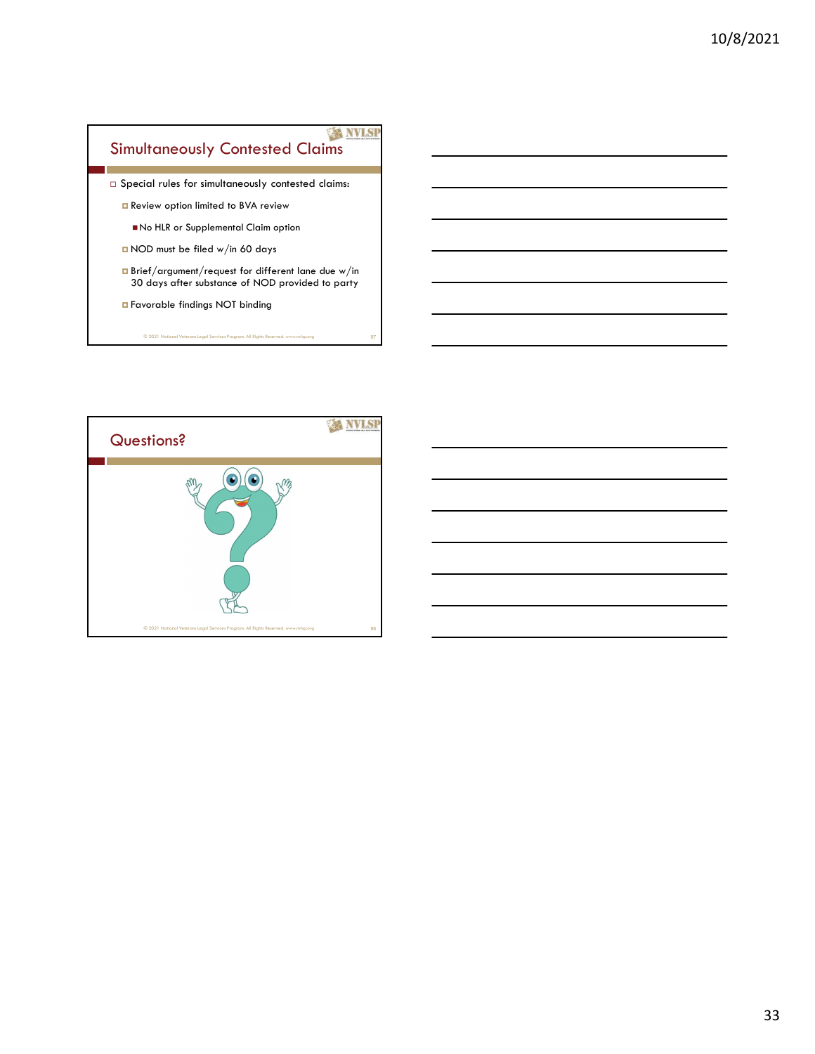## Simultaneously Contested Claims

- Special rules for simultaneously contested claims:
  - Review option limited to BVA review
    - No HLR or Supplemental Claim option
  - NOD must be filed w/in 60 days
  - Brief/argument/request for different lane due w/in 30 days after substance of NOD provided to party
  - Favorable findings NOT binding

## Questions?